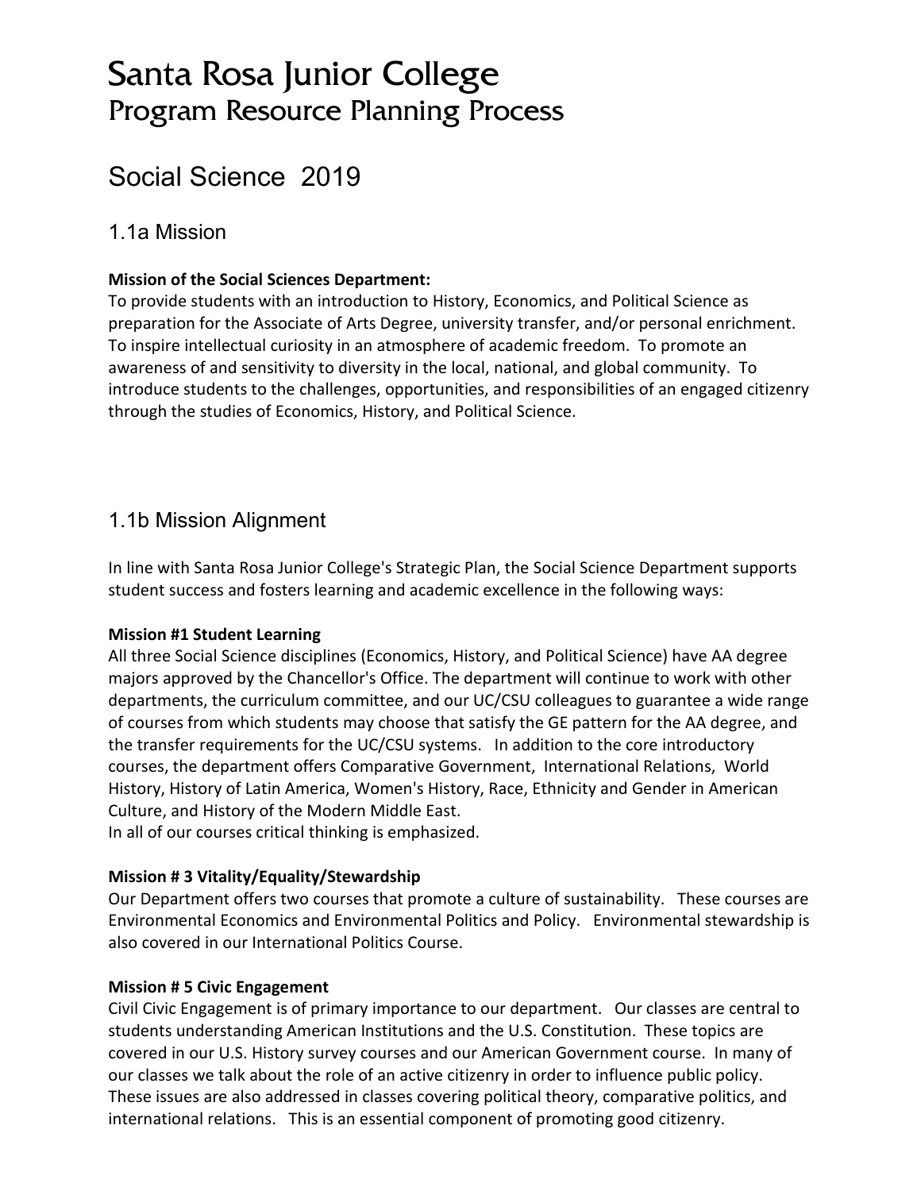# Santa Rosa Junior College
## Program Resource Planning Process

## Social Science 2019

### 1.1a Mission

**Mission of the Social Sciences Department:**
To provide students with an introduction to History, Economics, and Political Science as preparation for the Associate of Arts Degree, university transfer, and/or personal enrichment. To inspire intellectual curiosity in an atmosphere of academic freedom. To promote an awareness of and sensitivity to diversity in the local, national, and global community. To introduce students to the challenges, opportunities, and responsibilities of an engaged citizenry through the studies of Economics, History, and Political Science.

### 1.1b Mission Alignment

In line with Santa Rosa Junior College's Strategic Plan, the Social Science Department supports student success and fosters learning and academic excellence in the following ways:

**Mission #1 Student Learning**
All three Social Science disciplines (Economics, History, and Political Science) have AA degree majors approved by the Chancellor's Office. The department will continue to work with other departments, the curriculum committee, and our UC/CSU colleagues to guarantee a wide range of courses from which students may choose that satisfy the GE pattern for the AA degree, and the transfer requirements for the UC/CSU systems. In addition to the core introductory courses, the department offers Comparative Government, International Relations, World History, History of Latin America, Women's History, Race, Ethnicity and Gender in American Culture, and History of the Modern Middle East.
In all of our courses critical thinking is emphasized.

**Mission # 3 Vitality/Equality/Stewardship**
Our Department offers two courses that promote a culture of sustainability. These courses are Environmental Economics and Environmental Politics and Policy. Environmental stewardship is also covered in our International Politics Course.

**Mission # 5 Civic Engagement**
Civil Civic Engagement is of primary importance to our department. Our classes are central to students understanding American Institutions and the U.S. Constitution. These topics are covered in our U.S. History survey courses and our American Government course. In many of our classes we talk about the role of an active citizenry in order to influence public policy. These issues are also addressed in classes covering political theory, comparative politics, and international relations. This is an essential component of promoting good citizenry.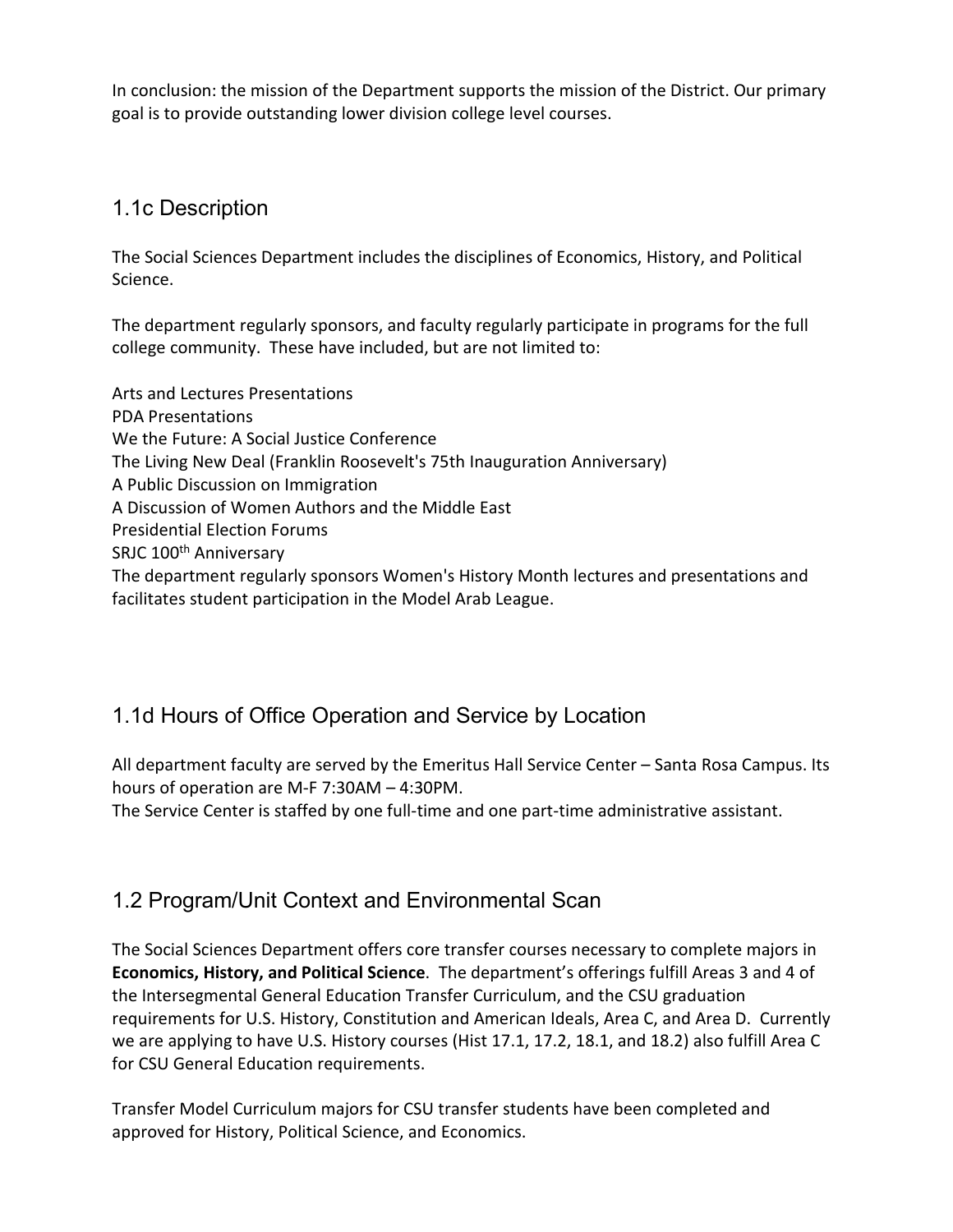In conclusion: the mission of the Department supports the mission of the District. Our primary goal is to provide outstanding lower division college level courses.

## 1.1c Description

The Social Sciences Department includes the disciplines of Economics, History, and Political Science.

The department regularly sponsors, and faculty regularly participate in programs for the full college community. These have included, but are not limited to:

Arts and Lectures Presentations
PDA Presentations
We the Future: A Social Justice Conference
The Living New Deal (Franklin Roosevelt's 75th Inauguration Anniversary)
A Public Discussion on Immigration
A Discussion of Women Authors and the Middle East
Presidential Election Forums
SRJC 100th Anniversary
The department regularly sponsors Women's History Month lectures and presentations and facilitates student participation in the Model Arab League.

## 1.1d Hours of Office Operation and Service by Location

All department faculty are served by the Emeritus Hall Service Center – Santa Rosa Campus. Its hours of operation are M-F 7:30AM – 4:30PM.
The Service Center is staffed by one full-time and one part-time administrative assistant.

## 1.2 Program/Unit Context and Environmental Scan

The Social Sciences Department offers core transfer courses necessary to complete majors in **Economics, History, and Political Science**. The department's offerings fulfill Areas 3 and 4 of the Intersegmental General Education Transfer Curriculum, and the CSU graduation requirements for U.S. History, Constitution and American Ideals, Area C, and Area D. Currently we are applying to have U.S. History courses (Hist 17.1, 17.2, 18.1, and 18.2) also fulfill Area C for CSU General Education requirements.

Transfer Model Curriculum majors for CSU transfer students have been completed and approved for History, Political Science, and Economics.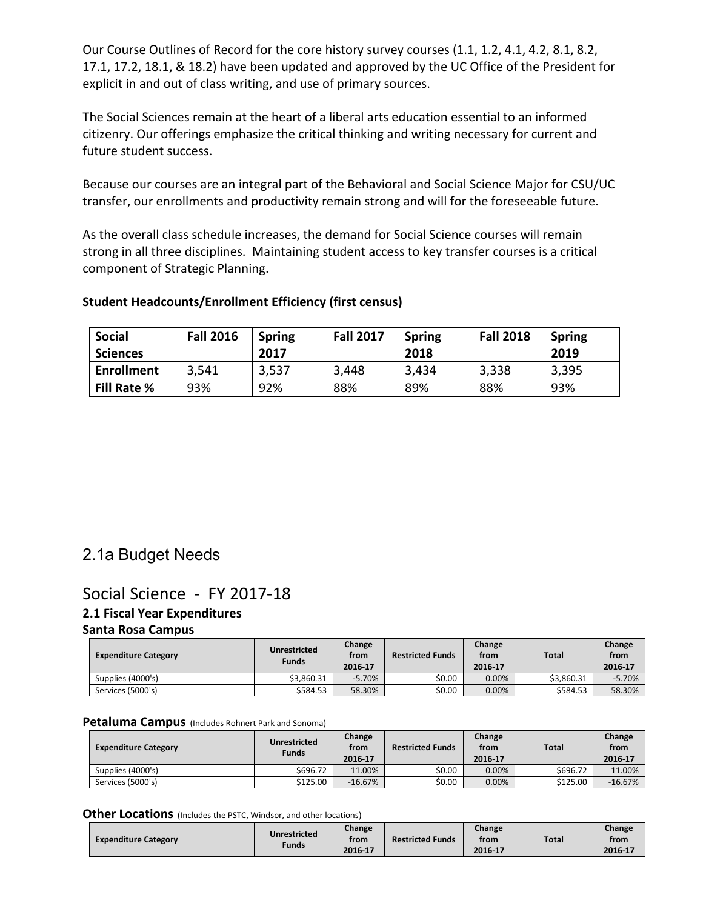Our Course Outlines of Record for the core history survey courses (1.1, 1.2, 4.1, 4.2, 8.1, 8.2, 17.1, 17.2, 18.1, & 18.2) have been updated and approved by the UC Office of the President for explicit in and out of class writing, and use of primary sources.

The Social Sciences remain at the heart of a liberal arts education essential to an informed citizenry. Our offerings emphasize the critical thinking and writing necessary for current and future student success.

Because our courses are an integral part of the Behavioral and Social Science Major for CSU/UC transfer, our enrollments and productivity remain strong and will for the foreseeable future.

As the overall class schedule increases, the demand for Social Science courses will remain strong in all three disciplines. Maintaining student access to key transfer courses is a critical component of Strategic Planning.

**Student Headcounts/Enrollment Efficiency (first census)**

| Social Sciences | Fall 2016 | Spring 2017 | Fall 2017 | Spring 2018 | Fall 2018 | Spring 2019 |
|---|---|---|---|---|---|---|
| **Enrollment** | 3,541 | 3,537 | 3,448 | 3,434 | 3,338 | 3,395 |
| **Fill Rate %** | 93% | 92% | 88% | 89% | 88% | 93% |

## 2.1a Budget Needs

## Social Science - FY 2017-18

### 2.1 Fiscal Year Expenditures

**Santa Rosa Campus**

| Expenditure Category | Unrestricted Funds | Change from 2016-17 | Restricted Funds | Change from 2016-17 | Total | Change from 2016-17 |
|---|---|---|---|---|---|---|
| Supplies (4000's) | $3,860.31 | -5.70% | $0.00 | 0.00% | $3,860.31 | -5.70% |
| Services (5000's) | $584.53 | 58.30% | $0.00 | 0.00% | $584.53 | 58.30% |

**Petaluma Campus** (Includes Rohnert Park and Sonoma)

| Expenditure Category | Unrestricted Funds | Change from 2016-17 | Restricted Funds | Change from 2016-17 | Total | Change from 2016-17 |
|---|---|---|---|---|---|---|
| Supplies (4000's) | $696.72 | 11.00% | $0.00 | 0.00% | $696.72 | 11.00% |
| Services (5000's) | $125.00 | -16.67% | $0.00 | 0.00% | $125.00 | -16.67% |

**Other Locations** (Includes the PSTC, Windsor, and other locations)

| Expenditure Category | Unrestricted Funds | Change from 2016-17 | Restricted Funds | Change from 2016-17 | Total | Change from 2016-17 |
|---|---|---|---|---|---|---|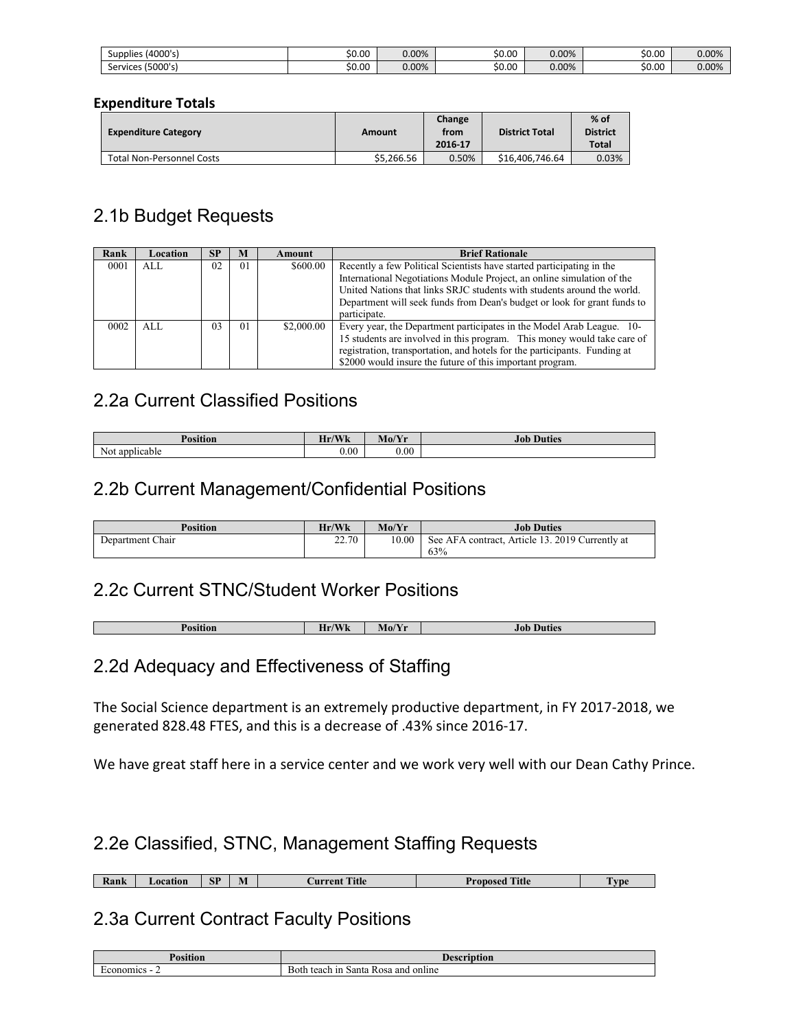| Supplies (4000's) | $0.00 | 0.00% | $0.00 | 0.00% | $0.00 | 0.00% |
|---|---|---|---|---|---|---|
| Services (5000's) | $0.00 | 0.00% | $0.00 | 0.00% | $0.00 | 0.00% |

**Expenditure Totals**

| Expenditure Category | Amount | Change from 2016-17 | District Total | % of District Total |
|---|---|---|---|---|
| Total Non-Personnel Costs | $5,266.56 | 0.50% | $16,406,746.64 | 0.03% |

## 2.1b Budget Requests

| Rank | Location | SP | M | Amount | Brief Rationale |
|---|---|---|---|---|---|
| 0001 | ALL | 02 | 01 | $600.00 | Recently a few Political Scientists have started participating in the International Negotiations Module Project, an online simulation of the United Nations that links SRJC students with students around the world. Department will seek funds from Dean's budget or look for grant funds to participate. |
| 0002 | ALL | 03 | 01 | $2,000.00 | Every year, the Department participates in the Model Arab League. 10-15 students are involved in this program. This money would take care of registration, transportation, and hotels for the participants. Funding at $2000 would insure the future of this important program. |

## 2.2a Current Classified Positions

| Position | Hr/Wk | Mo/Yr | Job Duties |
|---|---|---|---|
| Not applicable | 0.00 | 0.00 | |

## 2.2b Current Management/Confidential Positions

| Position | Hr/Wk | Mo/Yr | Job Duties |
|---|---|---|---|
| Department Chair | 22.70 | 10.00 | See AFA contract, Article 13. 2019 Currently at 63% |

## 2.2c Current STNC/Student Worker Positions

| Position | Hr/Wk | Mo/Yr | Job Duties |
|---|---|---|---|

## 2.2d Adequacy and Effectiveness of Staffing

The Social Science department is an extremely productive department, in FY 2017-2018, we generated 828.48 FTES, and this is a decrease of .43% since 2016-17.

We have great staff here in a service center and we work very well with our Dean Cathy Prince.

## 2.2e Classified, STNC, Management Staffing Requests

| Rank | Location | SP | M | Current Title | Proposed Title | Type |
|---|---|---|---|---|---|---|

## 2.3a Current Contract Faculty Positions

| Position | Description |
|---|---|
| Economics - 2 | Both teach in Santa Rosa and online |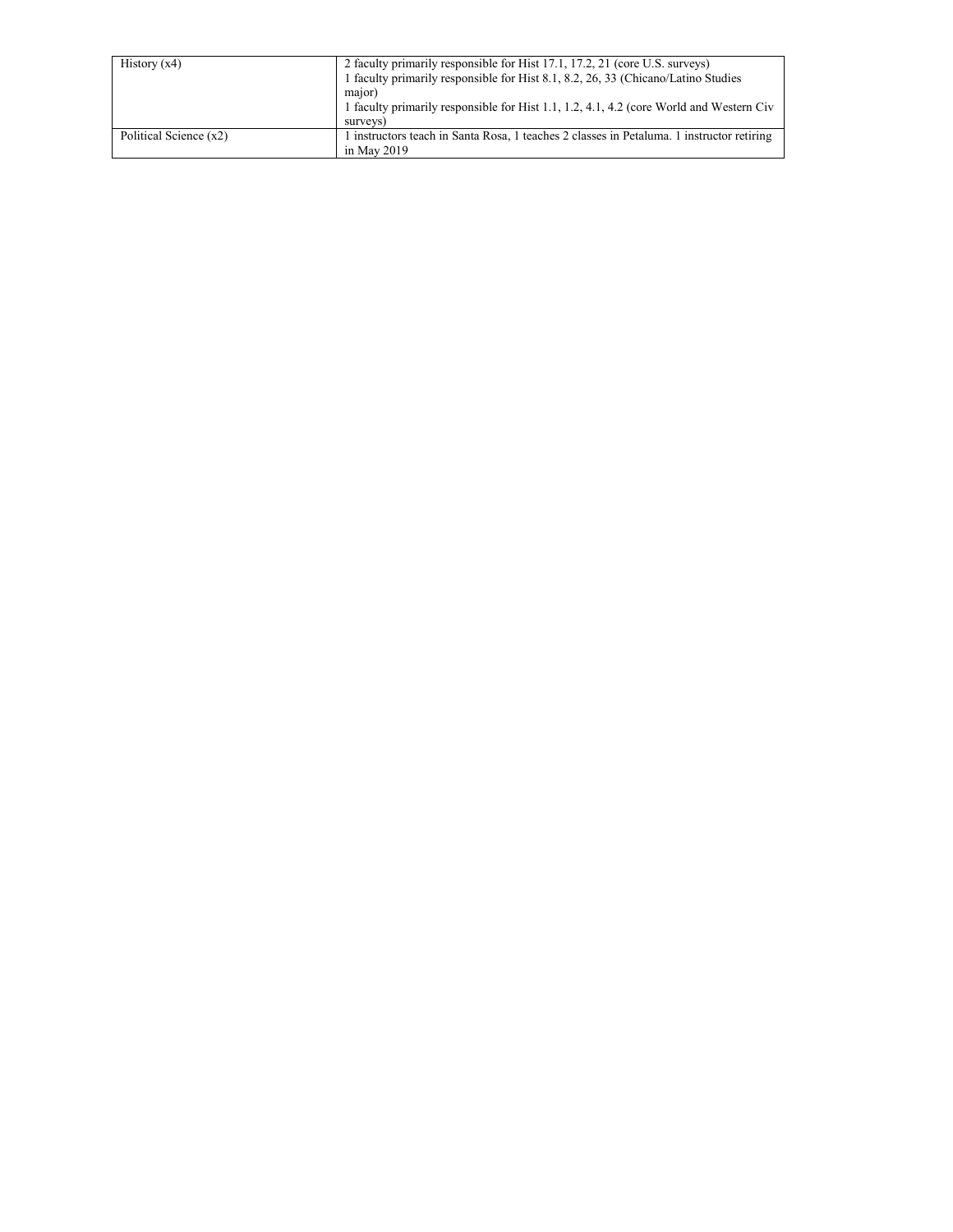| | |
|---|---|
| History (x4) | 2 faculty primarily responsible for Hist 17.1, 17.2, 21 (core U.S. surveys)<br>1 faculty primarily responsible for Hist 8.1, 8.2, 26, 33 (Chicano/Latino Studies major)<br>1 faculty primarily responsible for Hist 1.1, 1.2, 4.1, 4.2 (core World and Western Civ surveys) |
| Political Science (x2) | 1 instructors teach in Santa Rosa, 1 teaches 2 classes in Petaluma. 1 instructor retiring in May 2019 |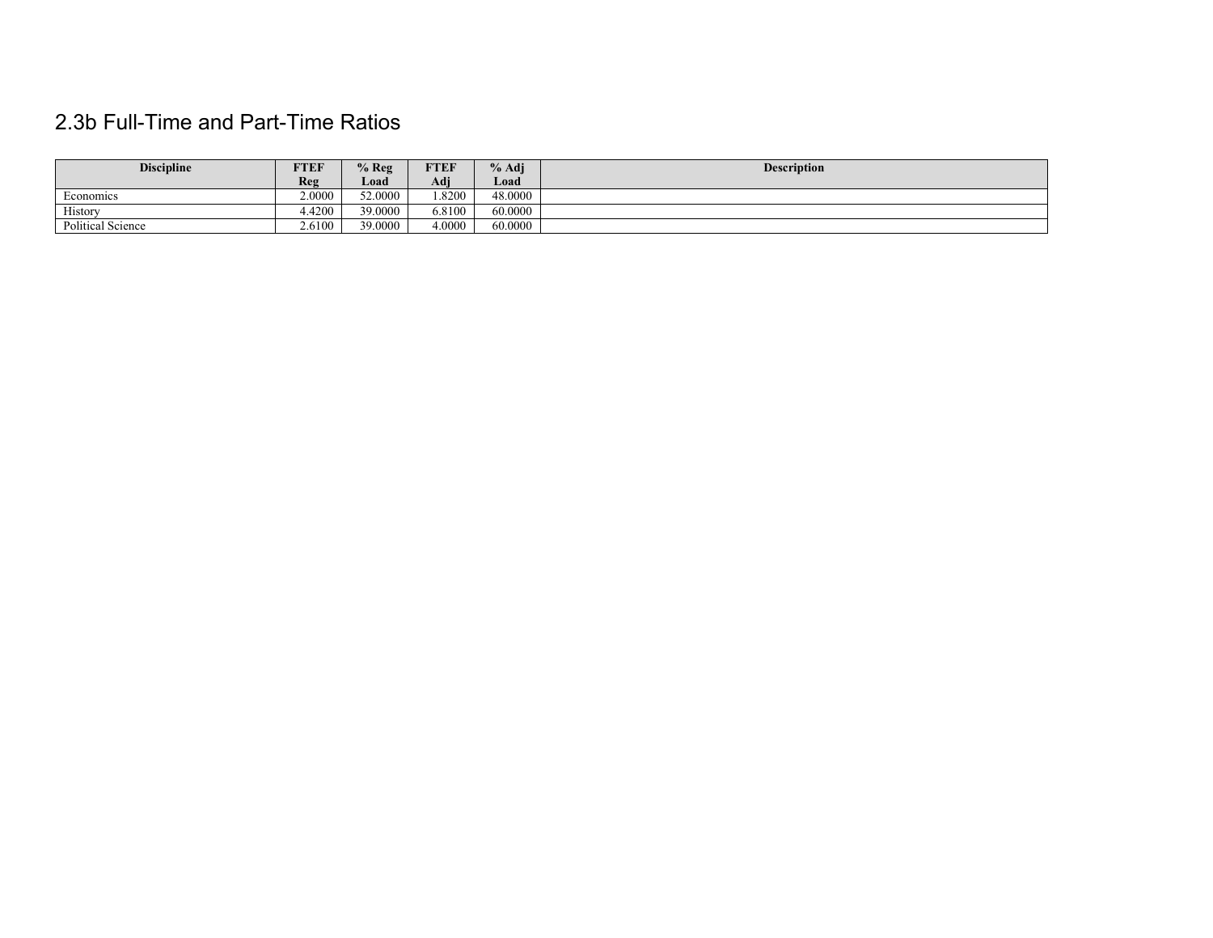## 2.3b Full-Time and Part-Time Ratios

| Discipline | FTEF Reg | % Reg Load | FTEF Adj | % Adj Load | Description |
|---|---|---|---|---|---|
| Economics | 2.0000 | 52.0000 | 1.8200 | 48.0000 | |
| History | 4.4200 | 39.0000 | 6.8100 | 60.0000 | |
| Political Science | 2.6100 | 39.0000 | 4.0000 | 60.0000 | |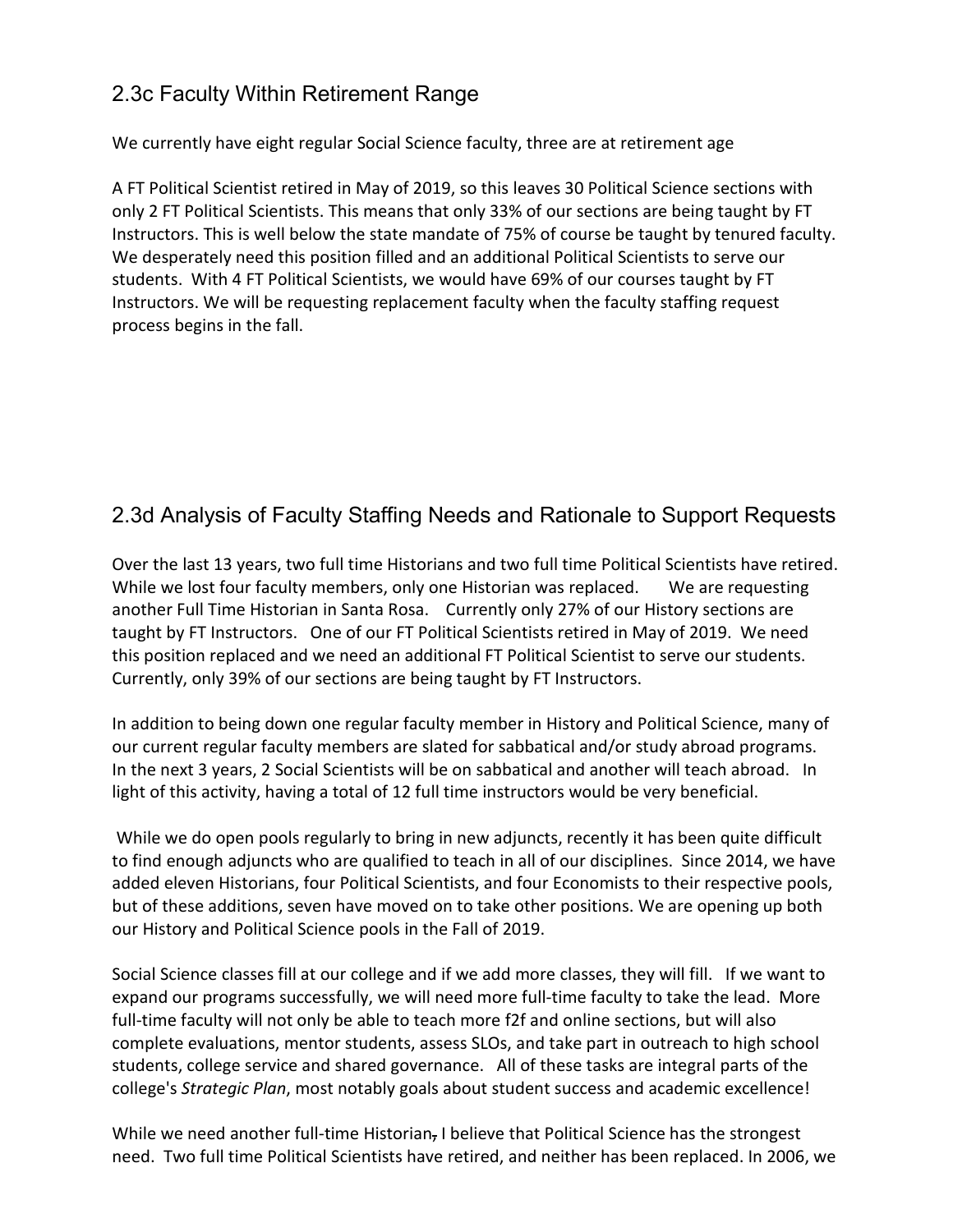## 2.3c Faculty Within Retirement Range

We currently have eight regular Social Science faculty, three are at retirement age

A FT Political Scientist retired in May of 2019, so this leaves 30 Political Science sections with only 2 FT Political Scientists. This means that only 33% of our sections are being taught by FT Instructors. This is well below the state mandate of 75% of course be taught by tenured faculty. We desperately need this position filled and an additional Political Scientists to serve our students. With 4 FT Political Scientists, we would have 69% of our courses taught by FT Instructors. We will be requesting replacement faculty when the faculty staffing request process begins in the fall.

## 2.3d Analysis of Faculty Staffing Needs and Rationale to Support Requests

Over the last 13 years, two full time Historians and two full time Political Scientists have retired. While we lost four faculty members, only one Historian was replaced. We are requesting another Full Time Historian in Santa Rosa. Currently only 27% of our History sections are taught by FT Instructors. One of our FT Political Scientists retired in May of 2019. We need this position replaced and we need an additional FT Political Scientist to serve our students. Currently, only 39% of our sections are being taught by FT Instructors.

In addition to being down one regular faculty member in History and Political Science, many of our current regular faculty members are slated for sabbatical and/or study abroad programs. In the next 3 years, 2 Social Scientists will be on sabbatical and another will teach abroad. In light of this activity, having a total of 12 full time instructors would be very beneficial.

While we do open pools regularly to bring in new adjuncts, recently it has been quite difficult to find enough adjuncts who are qualified to teach in all of our disciplines. Since 2014, we have added eleven Historians, four Political Scientists, and four Economists to their respective pools, but of these additions, seven have moved on to take other positions. We are opening up both our History and Political Science pools in the Fall of 2019.

Social Science classes fill at our college and if we add more classes, they will fill. If we want to expand our programs successfully, we will need more full-time faculty to take the lead. More full-time faculty will not only be able to teach more f2f and online sections, but will also complete evaluations, mentor students, assess SLOs, and take part in outreach to high school students, college service and shared governance. All of these tasks are integral parts of the college's *Strategic Plan*, most notably goals about student success and academic excellence!

While we need another full-time Historian~~,~~ I believe that Political Science has the strongest need. Two full time Political Scientists have retired, and neither has been replaced. In 2006, we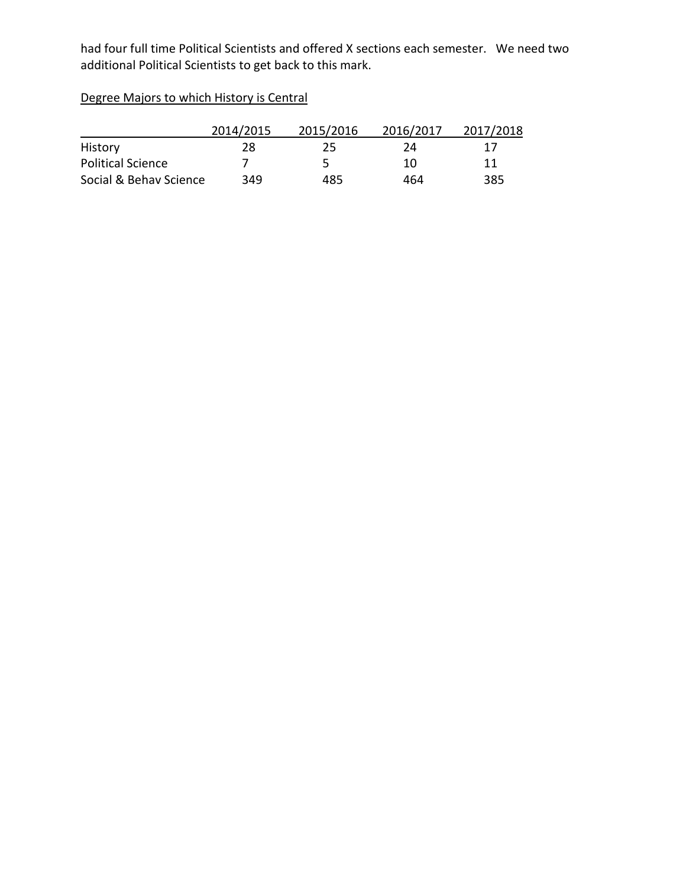had four full time Political Scientists and offered X sections each semester. We need two additional Political Scientists to get back to this mark.

<u>Degree Majors to which History is Central</u>

| | 2014/2015 | 2015/2016 | 2016/2017 | 2017/2018 |
|---|---|---|---|---|
| History | 28 | 25 | 24 | 17 |
| Political Science | 7 | 5 | 10 | 11 |
| Social & Behav Science | 349 | 485 | 464 | 385 |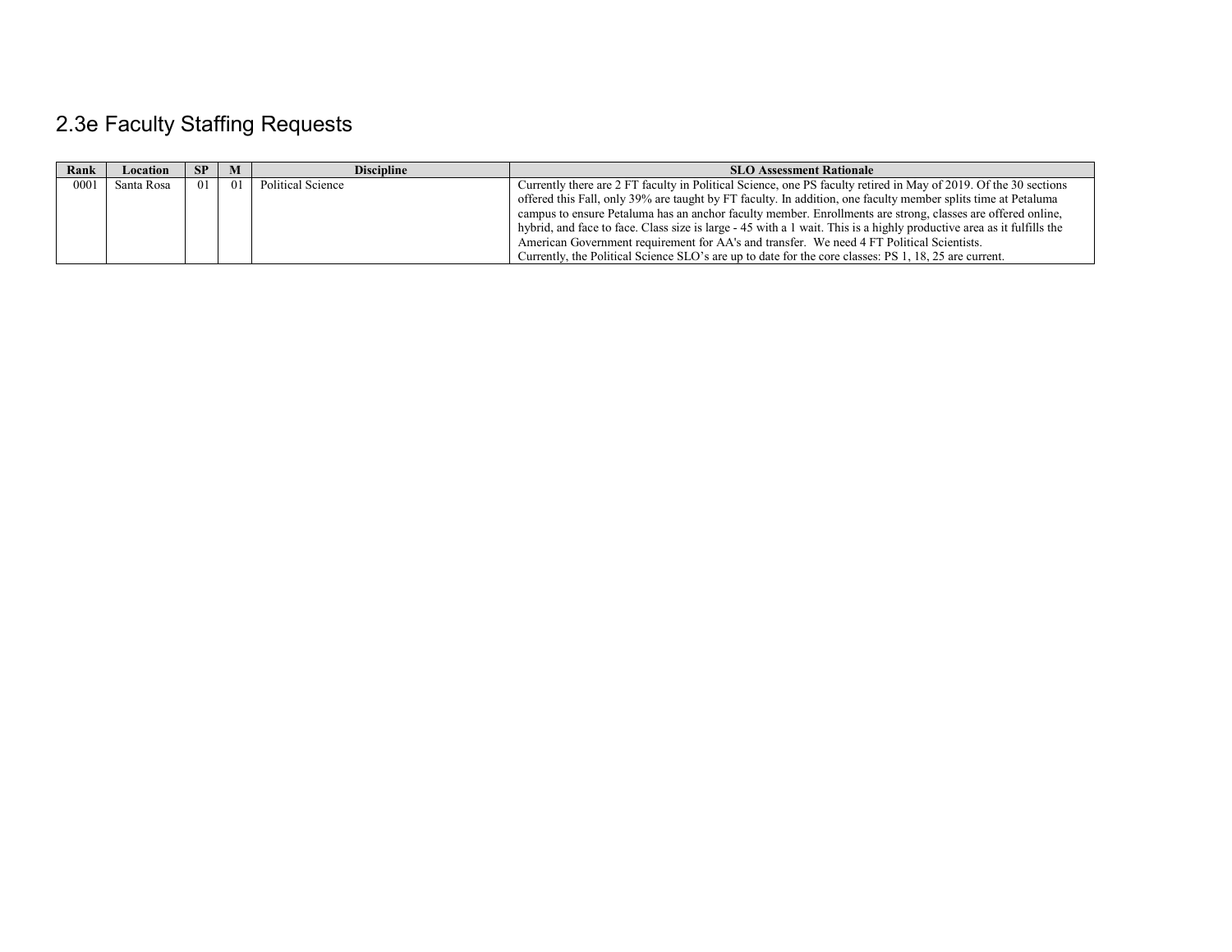## 2.3e Faculty Staffing Requests

| Rank | Location | SP | M | Discipline | SLO Assessment Rationale |
|---|---|---|---|---|---|
| 0001 | Santa Rosa | 01 | 01 | Political Science | Currently there are 2 FT faculty in Political Science, one PS faculty retired in May of 2019. Of the 30 sections offered this Fall, only 39% are taught by FT faculty. In addition, one faculty member splits time at Petaluma campus to ensure Petaluma has an anchor faculty member. Enrollments are strong, classes are offered online, hybrid, and face to face. Class size is large - 45 with a 1 wait. This is a highly productive area as it fulfills the American Government requirement for AA's and transfer. We need 4 FT Political Scientists. Currently, the Political Science SLO's are up to date for the core classes: PS 1, 18, 25 are current. |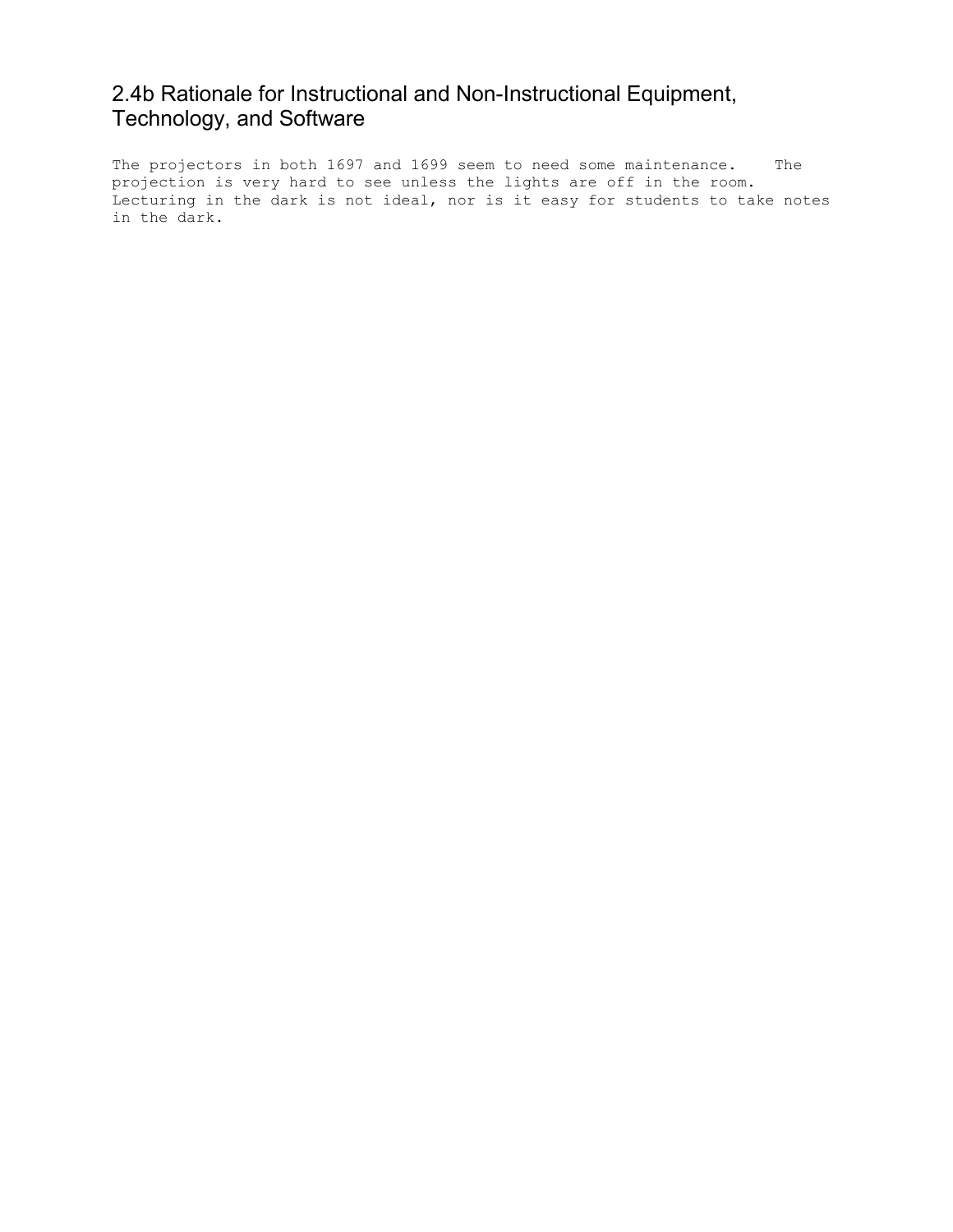## 2.4b Rationale for Instructional and Non-Instructional Equipment, Technology, and Software

The projectors in both 1697 and 1699 seem to need some maintenance. The projection is very hard to see unless the lights are off in the room. Lecturing in the dark is not ideal, nor is it easy for students to take notes in the dark.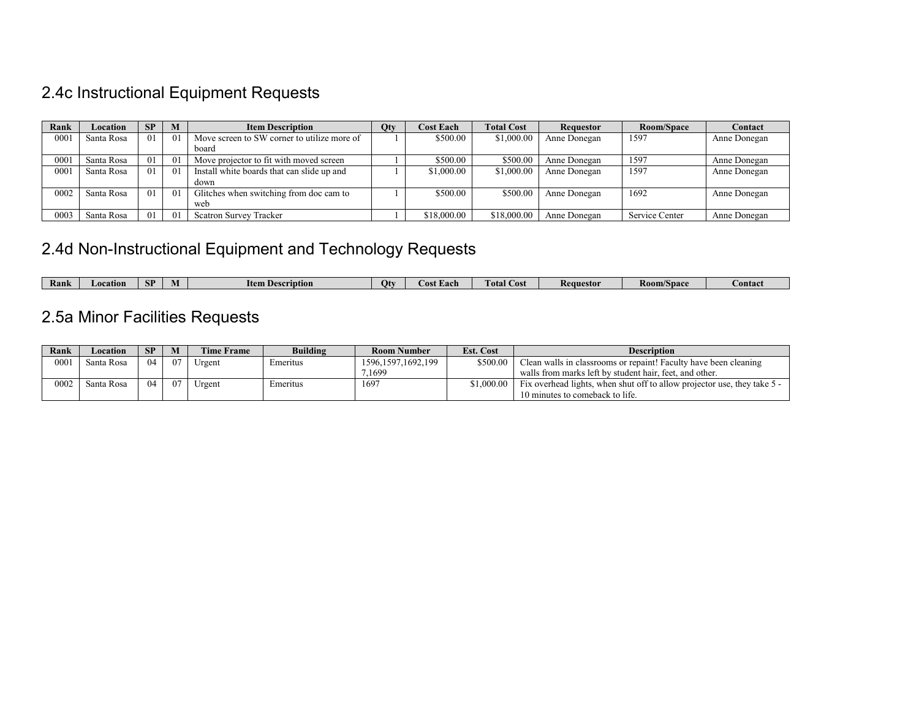## 2.4c Instructional Equipment Requests

| Rank | Location | SP | M | Item Description | Qty | Cost Each | Total Cost | Requestor | Room/Space | Contact |
|---|---|---|---|---|---|---|---|---|---|---|
| 0001 | Santa Rosa | 01 | 01 | Move screen to SW corner to utilize more of board | 1 | $500.00 | $1,000.00 | Anne Donegan | 1597 | Anne Donegan |
| 0001 | Santa Rosa | 01 | 01 | Move projector to fit with moved screen | 1 | $500.00 | $500.00 | Anne Donegan | 1597 | Anne Donegan |
| 0001 | Santa Rosa | 01 | 01 | Install white boards that can slide up and down | 1 | $1,000.00 | $1,000.00 | Anne Donegan | 1597 | Anne Donegan |
| 0002 | Santa Rosa | 01 | 01 | Glitches when switching from doc cam to web | 1 | $500.00 | $500.00 | Anne Donegan | 1692 | Anne Donegan |
| 0003 | Santa Rosa | 01 | 01 | Scatron Survey Tracker | 1 | $18,000.00 | $18,000.00 | Anne Donegan | Service Center | Anne Donegan |

## 2.4d Non-Instructional Equipment and Technology Requests

| Rank | Location | SP | M | Item Description | Qty | Cost Each | Total Cost | Requestor | Room/Space | Contact |
|---|---|---|---|---|---|---|---|---|---|---|

## 2.5a Minor Facilities Requests

| Rank | Location | SP | M | Time Frame | Building | Room Number | Est. Cost | Description |
|---|---|---|---|---|---|---|---|---|
| 0001 | Santa Rosa | 04 | 07 | Urgent | Emeritus | 1596,1597,1692,1997,1699 | $500.00 | Clean walls in classrooms or repaint! Faculty have been cleaning walls from marks left by student hair, feet, and other. |
| 0002 | Santa Rosa | 04 | 07 | Urgent | Emeritus | 1697 | $1,000.00 | Fix overhead lights, when shut off to allow projector use, they take 5 - 10 minutes to comeback to life. |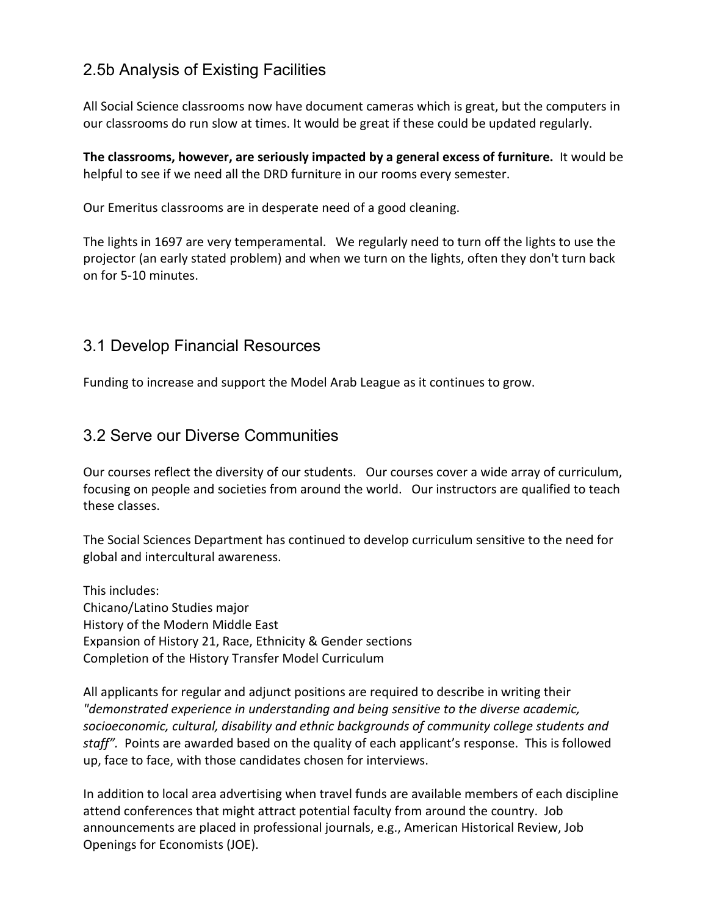## 2.5b Analysis of Existing Facilities

All Social Science classrooms now have document cameras which is great, but the computers in our classrooms do run slow at times. It would be great if these could be updated regularly.

**The classrooms, however, are seriously impacted by a general excess of furniture.** It would be helpful to see if we need all the DRD furniture in our rooms every semester.

Our Emeritus classrooms are in desperate need of a good cleaning.

The lights in 1697 are very temperamental. We regularly need to turn off the lights to use the projector (an early stated problem) and when we turn on the lights, often they don't turn back on for 5-10 minutes.

## 3.1 Develop Financial Resources

Funding to increase and support the Model Arab League as it continues to grow.

## 3.2 Serve our Diverse Communities

Our courses reflect the diversity of our students. Our courses cover a wide array of curriculum, focusing on people and societies from around the world. Our instructors are qualified to teach these classes.

The Social Sciences Department has continued to develop curriculum sensitive to the need for global and intercultural awareness.

This includes:
Chicano/Latino Studies major
History of the Modern Middle East
Expansion of History 21, Race, Ethnicity & Gender sections
Completion of the History Transfer Model Curriculum

All applicants for regular and adjunct positions are required to describe in writing their *"demonstrated experience in understanding and being sensitive to the diverse academic, socioeconomic, cultural, disability and ethnic backgrounds of community college students and staff".* Points are awarded based on the quality of each applicant's response. This is followed up, face to face, with those candidates chosen for interviews.

In addition to local area advertising when travel funds are available members of each discipline attend conferences that might attract potential faculty from around the country. Job announcements are placed in professional journals, e.g., American Historical Review, Job Openings for Economists (JOE).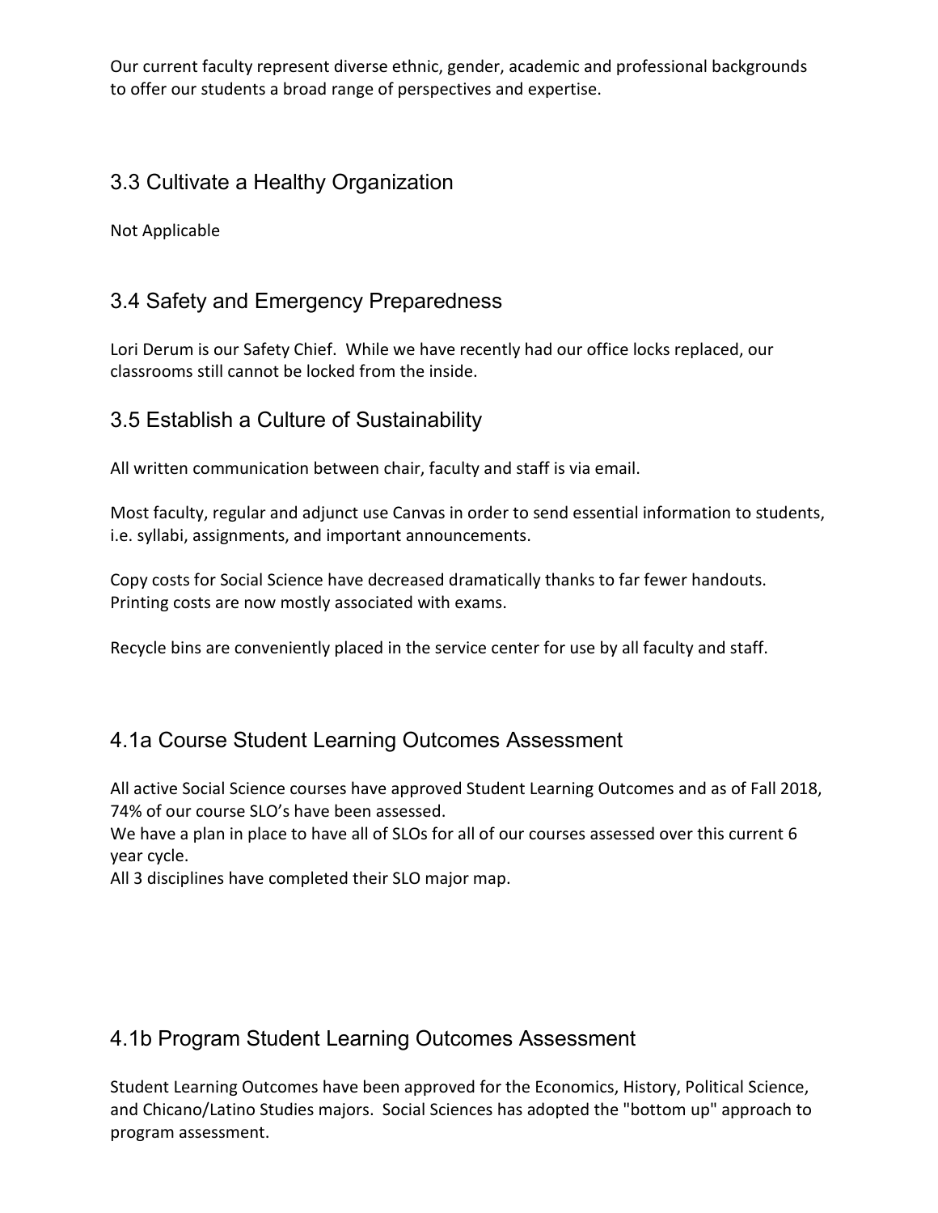Our current faculty represent diverse ethnic, gender, academic and professional backgrounds to offer our students a broad range of perspectives and expertise.

## 3.3 Cultivate a Healthy Organization

Not Applicable

## 3.4 Safety and Emergency Preparedness

Lori Derum is our Safety Chief. While we have recently had our office locks replaced, our classrooms still cannot be locked from the inside.

## 3.5 Establish a Culture of Sustainability

All written communication between chair, faculty and staff is via email.

Most faculty, regular and adjunct use Canvas in order to send essential information to students, i.e. syllabi, assignments, and important announcements.

Copy costs for Social Science have decreased dramatically thanks to far fewer handouts. Printing costs are now mostly associated with exams.

Recycle bins are conveniently placed in the service center for use by all faculty and staff.

## 4.1a Course Student Learning Outcomes Assessment

All active Social Science courses have approved Student Learning Outcomes and as of Fall 2018, 74% of our course SLO's have been assessed.
We have a plan in place to have all of SLOs for all of our courses assessed over this current 6 year cycle.
All 3 disciplines have completed their SLO major map.

## 4.1b Program Student Learning Outcomes Assessment

Student Learning Outcomes have been approved for the Economics, History, Political Science, and Chicano/Latino Studies majors. Social Sciences has adopted the "bottom up" approach to program assessment.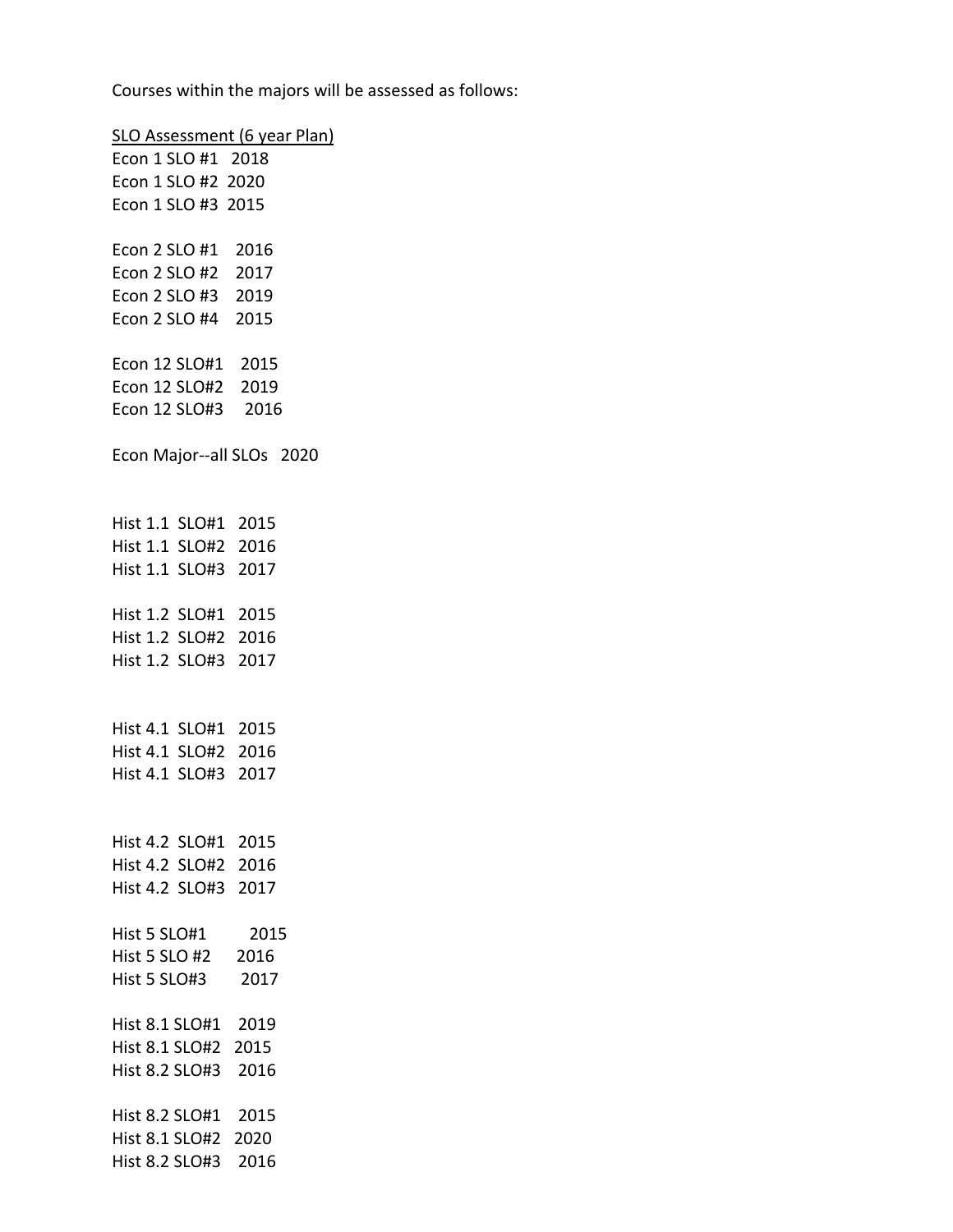Courses within the majors will be assessed as follows:

SLO Assessment (6 year Plan)

Econ 1 SLO #1 2018
Econ 1 SLO #2 2020
Econ 1 SLO #3 2015

Econ 2 SLO #1 2016
Econ 2 SLO #2 2017
Econ 2 SLO #3 2019
Econ 2 SLO #4 2015

Econ 12 SLO#1 2015
Econ 12 SLO#2 2019
Econ 12 SLO#3 2016

Econ Major--all SLOs 2020

Hist 1.1 SLO#1 2015
Hist 1.1 SLO#2 2016
Hist 1.1 SLO#3 2017

Hist 1.2 SLO#1 2015
Hist 1.2 SLO#2 2016
Hist 1.2 SLO#3 2017

Hist 4.1 SLO#1 2015
Hist 4.1 SLO#2 2016
Hist 4.1 SLO#3 2017

Hist 4.2 SLO#1 2015
Hist 4.2 SLO#2 2016
Hist 4.2 SLO#3 2017

Hist 5 SLO#1 2015
Hist 5 SLO #2 2016
Hist 5 SLO#3 2017

Hist 8.1 SLO#1 2019
Hist 8.1 SLO#2 2015
Hist 8.2 SLO#3 2016

Hist 8.2 SLO#1 2015
Hist 8.1 SLO#2 2020
Hist 8.2 SLO#3 2016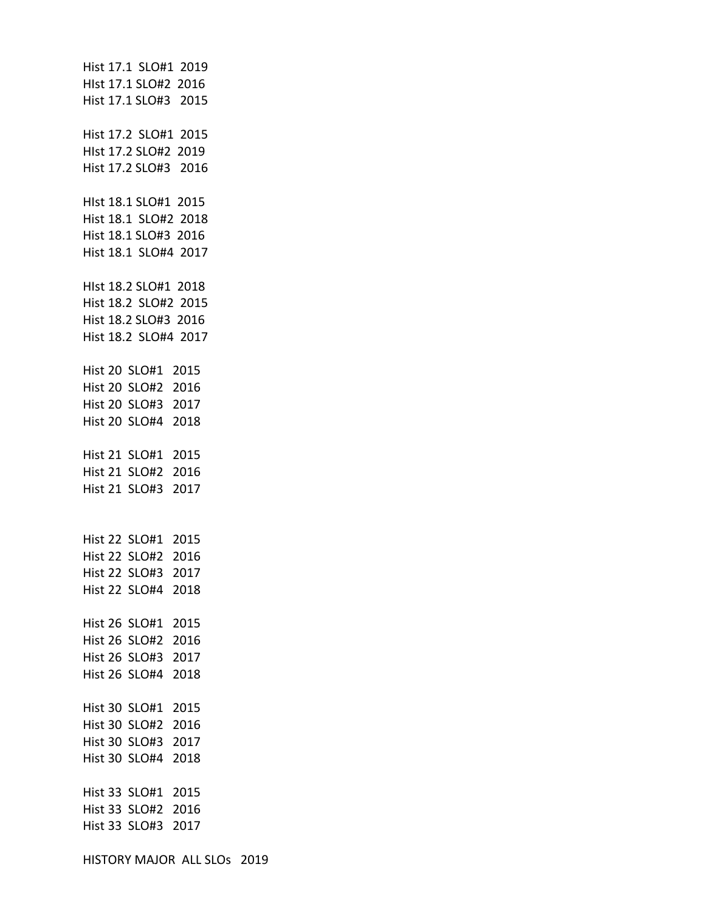Hist 17.1 SLO#1 2019
HIst 17.1 SLO#2 2016
Hist 17.1 SLO#3 2015

Hist 17.2 SLO#1 2015
HIst 17.2 SLO#2 2019
Hist 17.2 SLO#3 2016

HIst 18.1 SLO#1 2015
Hist 18.1 SLO#2 2018
Hist 18.1 SLO#3 2016
Hist 18.1 SLO#4 2017

HIst 18.2 SLO#1 2018
Hist 18.2 SLO#2 2015
Hist 18.2 SLO#3 2016
Hist 18.2 SLO#4 2017

Hist 20 SLO#1 2015
Hist 20 SLO#2 2016
Hist 20 SLO#3 2017
Hist 20 SLO#4 2018

Hist 21 SLO#1 2015
Hist 21 SLO#2 2016
Hist 21 SLO#3 2017

Hist 22 SLO#1 2015
Hist 22 SLO#2 2016
Hist 22 SLO#3 2017
Hist 22 SLO#4 2018

Hist 26 SLO#1 2015
Hist 26 SLO#2 2016
Hist 26 SLO#3 2017
Hist 26 SLO#4 2018

Hist 30 SLO#1 2015
Hist 30 SLO#2 2016
Hist 30 SLO#3 2017
Hist 30 SLO#4 2018

Hist 33 SLO#1 2015
Hist 33 SLO#2 2016
Hist 33 SLO#3 2017

HISTORY MAJOR ALL SLOs 2019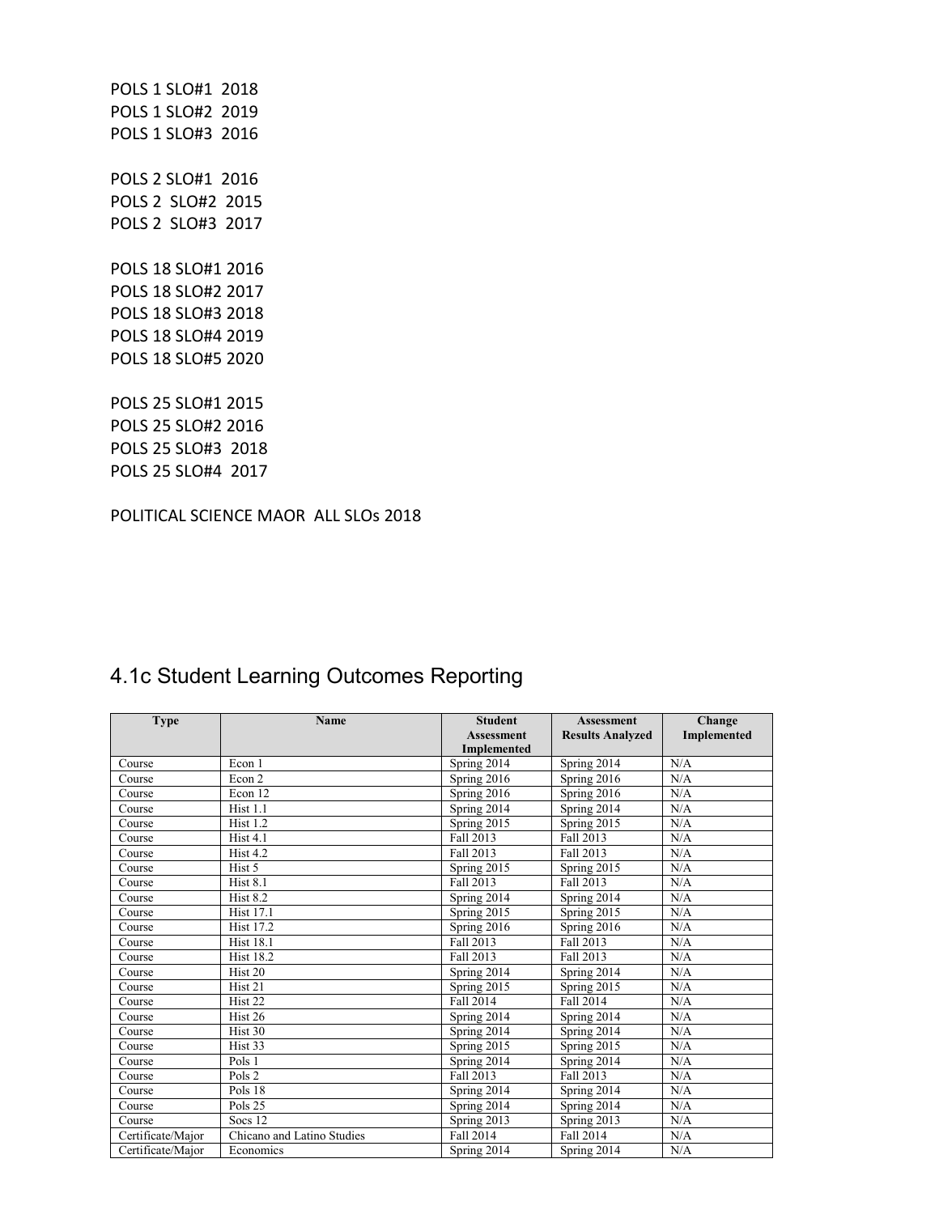POLS 1 SLO#1 2018
POLS 1 SLO#2 2019
POLS 1 SLO#3 2016

POLS 2 SLO#1 2016
POLS 2 SLO#2 2015
POLS 2 SLO#3 2017

POLS 18 SLO#1 2016
POLS 18 SLO#2 2017
POLS 18 SLO#3 2018
POLS 18 SLO#4 2019
POLS 18 SLO#5 2020

POLS 25 SLO#1 2015
POLS 25 SLO#2 2016
POLS 25 SLO#3 2018
POLS 25 SLO#4 2017

POLITICAL SCIENCE MAOR ALL SLOs 2018

## 4.1c Student Learning Outcomes Reporting

| Type | Name | Student Assessment Implemented | Assessment Results Analyzed | Change Implemented |
|---|---|---|---|---|
| Course | Econ 1 | Spring 2014 | Spring 2014 | N/A |
| Course | Econ 2 | Spring 2016 | Spring 2016 | N/A |
| Course | Econ 12 | Spring 2016 | Spring 2016 | N/A |
| Course | Hist 1.1 | Spring 2014 | Spring 2014 | N/A |
| Course | Hist 1.2 | Spring 2015 | Spring 2015 | N/A |
| Course | Hist 4.1 | Fall 2013 | Fall 2013 | N/A |
| Course | Hist 4.2 | Fall 2013 | Fall 2013 | N/A |
| Course | Hist 5 | Spring 2015 | Spring 2015 | N/A |
| Course | Hist 8.1 | Fall 2013 | Fall 2013 | N/A |
| Course | Hist 8.2 | Spring 2014 | Spring 2014 | N/A |
| Course | Hist 17.1 | Spring 2015 | Spring 2015 | N/A |
| Course | Hist 17.2 | Spring 2016 | Spring 2016 | N/A |
| Course | Hist 18.1 | Fall 2013 | Fall 2013 | N/A |
| Course | Hist 18.2 | Fall 2013 | Fall 2013 | N/A |
| Course | Hist 20 | Spring 2014 | Spring 2014 | N/A |
| Course | Hist 21 | Spring 2015 | Spring 2015 | N/A |
| Course | Hist 22 | Fall 2014 | Fall 2014 | N/A |
| Course | Hist 26 | Spring 2014 | Spring 2014 | N/A |
| Course | Hist 30 | Spring 2014 | Spring 2014 | N/A |
| Course | Hist 33 | Spring 2015 | Spring 2015 | N/A |
| Course | Pols 1 | Spring 2014 | Spring 2014 | N/A |
| Course | Pols 2 | Fall 2013 | Fall 2013 | N/A |
| Course | Pols 18 | Spring 2014 | Spring 2014 | N/A |
| Course | Pols 25 | Spring 2014 | Spring 2014 | N/A |
| Course | Socs 12 | Spring 2013 | Spring 2013 | N/A |
| Certificate/Major | Chicano and Latino Studies | Fall 2014 | Fall 2014 | N/A |
| Certificate/Major | Economics | Spring 2014 | Spring 2014 | N/A |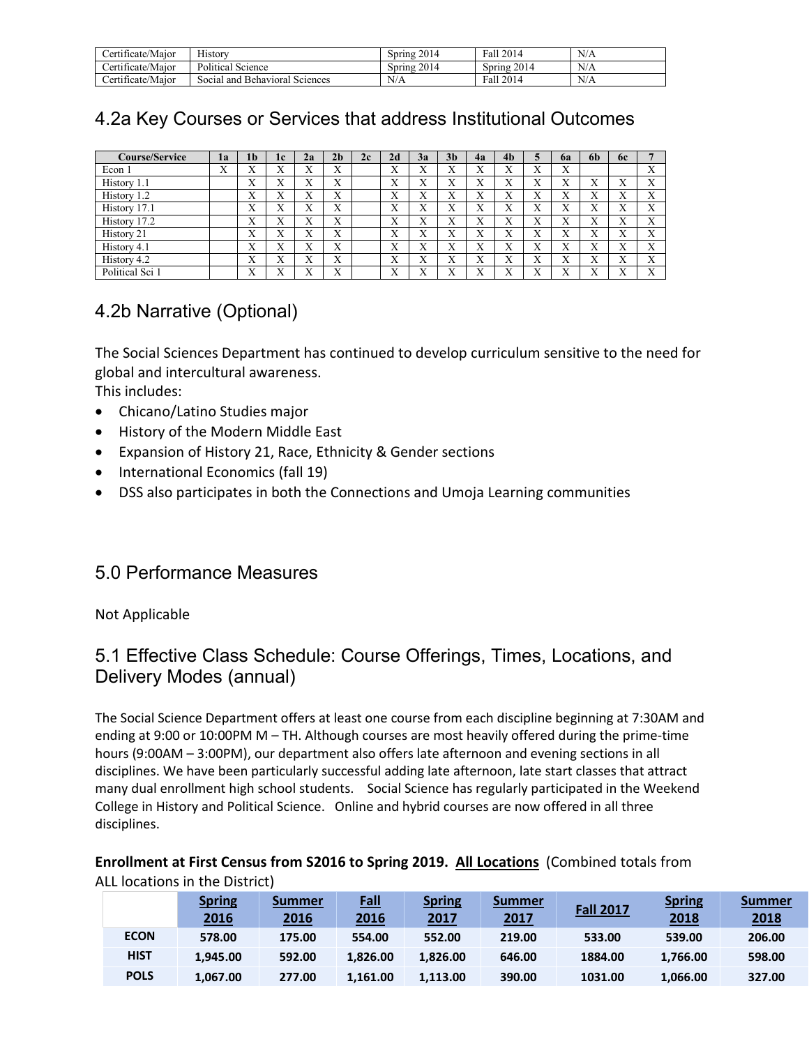| Certificate/Major | History | Spring 2014 | Fall 2014 | N/A |
|---|---|---|---|---|
| Certificate/Major | Political Science | Spring 2014 | Spring 2014 | N/A |
| Certificate/Major | Social and Behavioral Sciences | N/A | Fall 2014 | N/A |

## 4.2a Key Courses or Services that address Institutional Outcomes

| Course/Service | 1a | 1b | 1c | 2a | 2b | 2c | 2d | 3a | 3b | 4a | 4b | 5 | 6a | 6b | 6c | 7 |
|---|---|---|---|---|---|---|---|---|---|---|---|---|---|---|---|---|
| Econ 1 | X | X | X | X | X | | X | X | X | X | X | X | X | | | X |
| History 1.1 | | X | X | X | X | | X | X | X | X | X | X | X | X | X | X |
| History 1.2 | | X | X | X | X | | X | X | X | X | X | X | X | X | X | X |
| History 17.1 | | X | X | X | X | | X | X | X | X | X | X | X | X | X | X |
| History 17.2 | | X | X | X | X | | X | X | X | X | X | X | X | X | X | X |
| History 21 | | X | X | X | X | | X | X | X | X | X | X | X | X | X | X |
| History 4.1 | | X | X | X | X | | X | X | X | X | X | X | X | X | X | X |
| History 4.2 | | X | X | X | X | | X | X | X | X | X | X | X | X | X | X |
| Political Sci 1 | | X | X | X | X | | X | X | X | X | X | X | X | X | X | X |

## 4.2b Narrative (Optional)

The Social Sciences Department has continued to develop curriculum sensitive to the need for global and intercultural awareness.
This includes:

- Chicano/Latino Studies major
- History of the Modern Middle East
- Expansion of History 21, Race, Ethnicity & Gender sections
- International Economics (fall 19)
- DSS also participates in both the Connections and Umoja Learning communities

## 5.0 Performance Measures

Not Applicable

## 5.1 Effective Class Schedule: Course Offerings, Times, Locations, and Delivery Modes (annual)

The Social Science Department offers at least one course from each discipline beginning at 7:30AM and ending at 9:00 or 10:00PM M – TH. Although courses are most heavily offered during the prime-time hours (9:00AM – 3:00PM), our department also offers late afternoon and evening sections in all disciplines. We have been particularly successful adding late afternoon, late start classes that attract many dual enrollment high school students. Social Science has regularly participated in the Weekend College in History and Political Science. Online and hybrid courses are now offered in all three disciplines.

**Enrollment at First Census from S2016 to Spring 2019. All Locations** (Combined totals from ALL locations in the District)

| | Spring 2016 | Summer 2016 | Fall 2016 | Spring 2017 | Summer 2017 | Fall 2017 | Spring 2018 | Summer 2018 |
|---|---|---|---|---|---|---|---|---|
| **ECON** | 578.00 | 175.00 | 554.00 | 552.00 | 219.00 | 533.00 | 539.00 | 206.00 |
| **HIST** | 1,945.00 | 592.00 | 1,826.00 | 1,826.00 | 646.00 | 1884.00 | 1,766.00 | 598.00 |
| **POLS** | 1,067.00 | 277.00 | 1,161.00 | 1,113.00 | 390.00 | 1031.00 | 1,066.00 | 327.00 |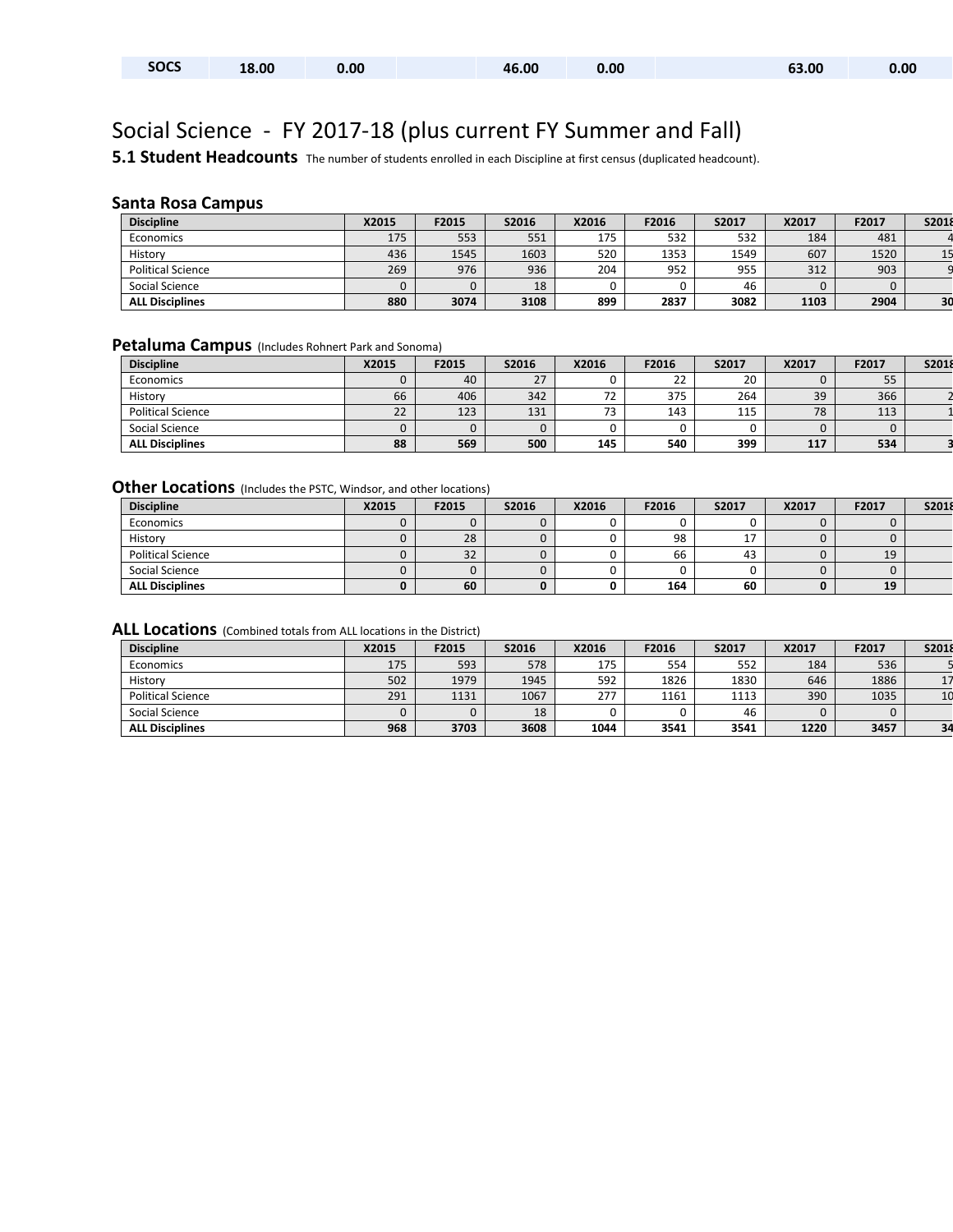| SOCS | 18.00 | 0.00 | | 46.00 | 0.00 | | 63.00 | 0.00 |
|---|---|---|---|---|---|---|---|---|

# Social Science - FY 2017-18 (plus current FY Summer and Fall)

**5.1 Student Headcounts** The number of students enrolled in each Discipline at first census (duplicated headcount).

## Santa Rosa Campus

| Discipline | X2015 | F2015 | S2016 | X2016 | F2016 | S2017 | X2017 | F2017 | S2018 |
|---|---|---|---|---|---|---|---|---|---|
| Economics | 175 | 553 | 551 | 175 | 532 | 532 | 184 | 481 | 4 |
| History | 436 | 1545 | 1603 | 520 | 1353 | 1549 | 607 | 1520 | 15 |
| Political Science | 269 | 976 | 936 | 204 | 952 | 955 | 312 | 903 | 9 |
| Social Science | 0 | 0 | 18 | 0 | 0 | 46 | 0 | 0 | |
| **ALL Disciplines** | **880** | **3074** | **3108** | **899** | **2837** | **3082** | **1103** | **2904** | **30** |

## Petaluma Campus (Includes Rohnert Park and Sonoma)

| Discipline | X2015 | F2015 | S2016 | X2016 | F2016 | S2017 | X2017 | F2017 | S2018 |
|---|---|---|---|---|---|---|---|---|---|
| Economics | 0 | 40 | 27 | 0 | 22 | 20 | 0 | 55 | |
| History | 66 | 406 | 342 | 72 | 375 | 264 | 39 | 366 | 2 |
| Political Science | 22 | 123 | 131 | 73 | 143 | 115 | 78 | 113 | 1 |
| Social Science | 0 | 0 | 0 | 0 | 0 | 0 | 0 | 0 | |
| **ALL Disciplines** | **88** | **569** | **500** | **145** | **540** | **399** | **117** | **534** | **3** |

## Other Locations (Includes the PSTC, Windsor, and other locations)

| Discipline | X2015 | F2015 | S2016 | X2016 | F2016 | S2017 | X2017 | F2017 | S2018 |
|---|---|---|---|---|---|---|---|---|---|
| Economics | 0 | 0 | 0 | 0 | 0 | 0 | 0 | 0 | |
| History | 0 | 28 | 0 | 0 | 98 | 17 | 0 | 0 | |
| Political Science | 0 | 32 | 0 | 0 | 66 | 43 | 0 | 19 | |
| Social Science | 0 | 0 | 0 | 0 | 0 | 0 | 0 | 0 | |
| **ALL Disciplines** | **0** | **60** | **0** | **0** | **164** | **60** | **0** | **19** | |

## ALL Locations (Combined totals from ALL locations in the District)

| Discipline | X2015 | F2015 | S2016 | X2016 | F2016 | S2017 | X2017 | F2017 | S2018 |
|---|---|---|---|---|---|---|---|---|---|
| Economics | 175 | 593 | 578 | 175 | 554 | 552 | 184 | 536 | 5 |
| History | 502 | 1979 | 1945 | 592 | 1826 | 1830 | 646 | 1886 | 17 |
| Political Science | 291 | 1131 | 1067 | 277 | 1161 | 1113 | 390 | 1035 | 10 |
| Social Science | 0 | 0 | 18 | 0 | 0 | 46 | 0 | 0 | |
| **ALL Disciplines** | **968** | **3703** | **3608** | **1044** | **3541** | **3541** | **1220** | **3457** | **34** |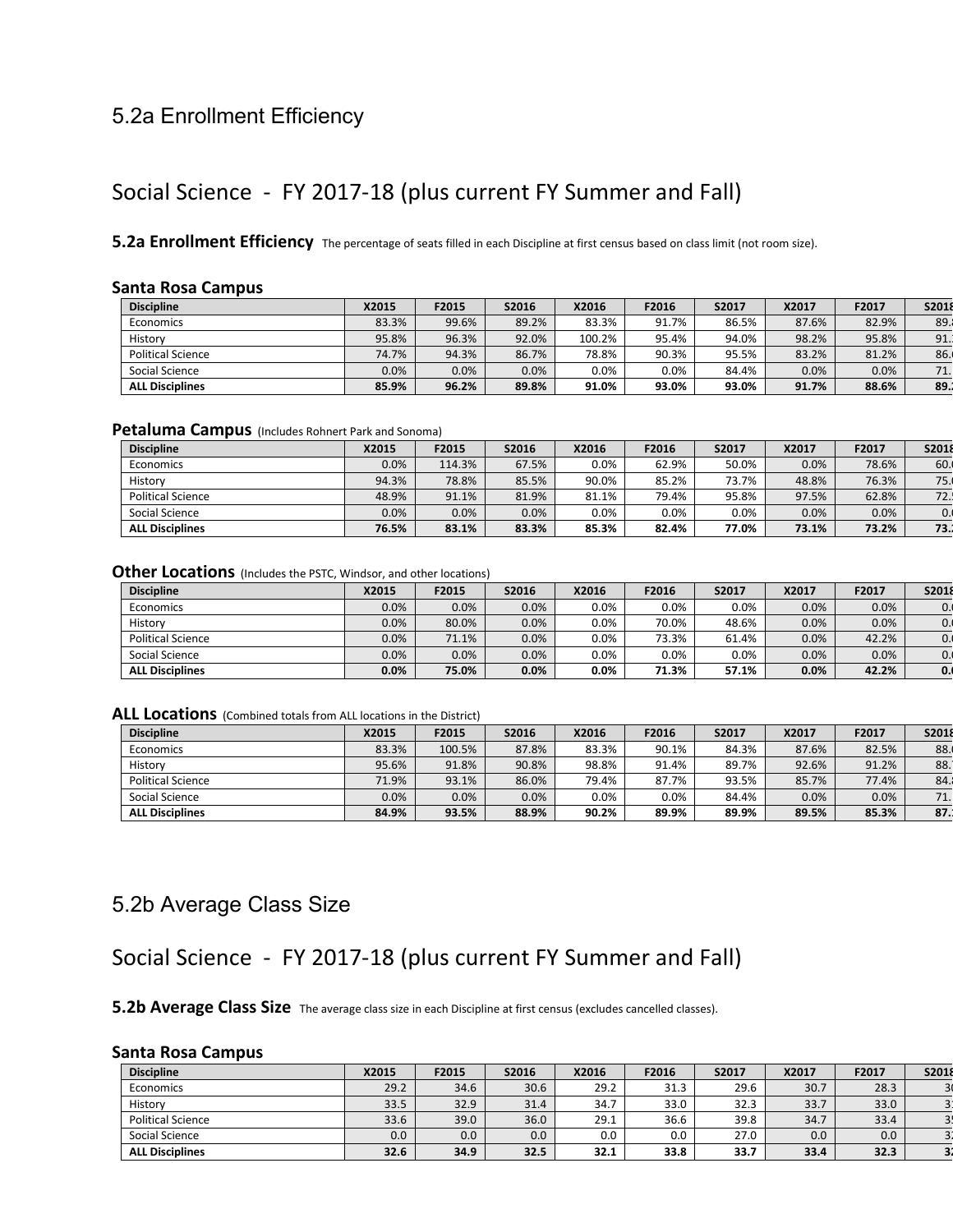# 5.2a Enrollment Efficiency

## Social Science - FY 2017-18 (plus current FY Summer and Fall)

**5.2a Enrollment Efficiency** The percentage of seats filled in each Discipline at first census based on class limit (not room size).

### Santa Rosa Campus

| Discipline | X2015 | F2015 | S2016 | X2016 | F2016 | S2017 | X2017 | F2017 | S2018 |
|---|---|---|---|---|---|---|---|---|---|
| Economics | 83.3% | 99.6% | 89.2% | 83.3% | 91.7% | 86.5% | 87.6% | 82.9% | 89. |
| History | 95.8% | 96.3% | 92.0% | 100.2% | 95.4% | 94.0% | 98.2% | 95.8% | 91. |
| Political Science | 74.7% | 94.3% | 86.7% | 78.8% | 90.3% | 95.5% | 83.2% | 81.2% | 86. |
| Social Science | 0.0% | 0.0% | 0.0% | 0.0% | 0.0% | 84.4% | 0.0% | 0.0% | 71. |
| **ALL Disciplines** | **85.9%** | **96.2%** | **89.8%** | **91.0%** | **93.0%** | **93.0%** | **91.7%** | **88.6%** | **89.** |

### Petaluma Campus (Includes Rohnert Park and Sonoma)

| Discipline | X2015 | F2015 | S2016 | X2016 | F2016 | S2017 | X2017 | F2017 | S2018 |
|---|---|---|---|---|---|---|---|---|---|
| Economics | 0.0% | 114.3% | 67.5% | 0.0% | 62.9% | 50.0% | 0.0% | 78.6% | 60. |
| History | 94.3% | 78.8% | 85.5% | 90.0% | 85.2% | 73.7% | 48.8% | 76.3% | 75. |
| Political Science | 48.9% | 91.1% | 81.9% | 81.1% | 79.4% | 95.8% | 97.5% | 62.8% | 72. |
| Social Science | 0.0% | 0.0% | 0.0% | 0.0% | 0.0% | 0.0% | 0.0% | 0.0% | 0. |
| **ALL Disciplines** | **76.5%** | **83.1%** | **83.3%** | **85.3%** | **82.4%** | **77.0%** | **73.1%** | **73.2%** | **73.** |

### Other Locations (Includes the PSTC, Windsor, and other locations)

| Discipline | X2015 | F2015 | S2016 | X2016 | F2016 | S2017 | X2017 | F2017 | S2018 |
|---|---|---|---|---|---|---|---|---|---|
| Economics | 0.0% | 0.0% | 0.0% | 0.0% | 0.0% | 0.0% | 0.0% | 0.0% | 0. |
| History | 0.0% | 80.0% | 0.0% | 0.0% | 70.0% | 48.6% | 0.0% | 0.0% | 0. |
| Political Science | 0.0% | 71.1% | 0.0% | 0.0% | 73.3% | 61.4% | 0.0% | 42.2% | 0. |
| Social Science | 0.0% | 0.0% | 0.0% | 0.0% | 0.0% | 0.0% | 0.0% | 0.0% | 0. |
| **ALL Disciplines** | **0.0%** | **75.0%** | **0.0%** | **0.0%** | **71.3%** | **57.1%** | **0.0%** | **42.2%** | **0.** |

### ALL Locations (Combined totals from ALL locations in the District)

| Discipline | X2015 | F2015 | S2016 | X2016 | F2016 | S2017 | X2017 | F2017 | S2018 |
|---|---|---|---|---|---|---|---|---|---|
| Economics | 83.3% | 100.5% | 87.8% | 83.3% | 90.1% | 84.3% | 87.6% | 82.5% | 88. |
| History | 95.6% | 91.8% | 90.8% | 98.8% | 91.4% | 89.7% | 92.6% | 91.2% | 88. |
| Political Science | 71.9% | 93.1% | 86.0% | 79.4% | 87.7% | 93.5% | 85.7% | 77.4% | 84. |
| Social Science | 0.0% | 0.0% | 0.0% | 0.0% | 0.0% | 84.4% | 0.0% | 0.0% | 71. |
| **ALL Disciplines** | **84.9%** | **93.5%** | **88.9%** | **90.2%** | **89.9%** | **89.9%** | **89.5%** | **85.3%** | **87.** |

# 5.2b Average Class Size

## Social Science - FY 2017-18 (plus current FY Summer and Fall)

**5.2b Average Class Size** The average class size in each Discipline at first census (excludes cancelled classes).

### Santa Rosa Campus

| Discipline | X2015 | F2015 | S2016 | X2016 | F2016 | S2017 | X2017 | F2017 | S2018 |
|---|---|---|---|---|---|---|---|---|---|
| Economics | 29.2 | 34.6 | 30.6 | 29.2 | 31.3 | 29.6 | 30.7 | 28.3 | 30 |
| History | 33.5 | 32.9 | 31.4 | 34.7 | 33.0 | 32.3 | 33.7 | 33.0 | 31 |
| Political Science | 33.6 | 39.0 | 36.0 | 29.1 | 36.6 | 39.8 | 34.7 | 33.4 | 35 |
| Social Science | 0.0 | 0.0 | 0.0 | 0.0 | 0.0 | 27.0 | 0.0 | 0.0 | 32 |
| **ALL Disciplines** | **32.6** | **34.9** | **32.5** | **32.1** | **33.8** | **33.7** | **33.4** | **32.3** | **32** |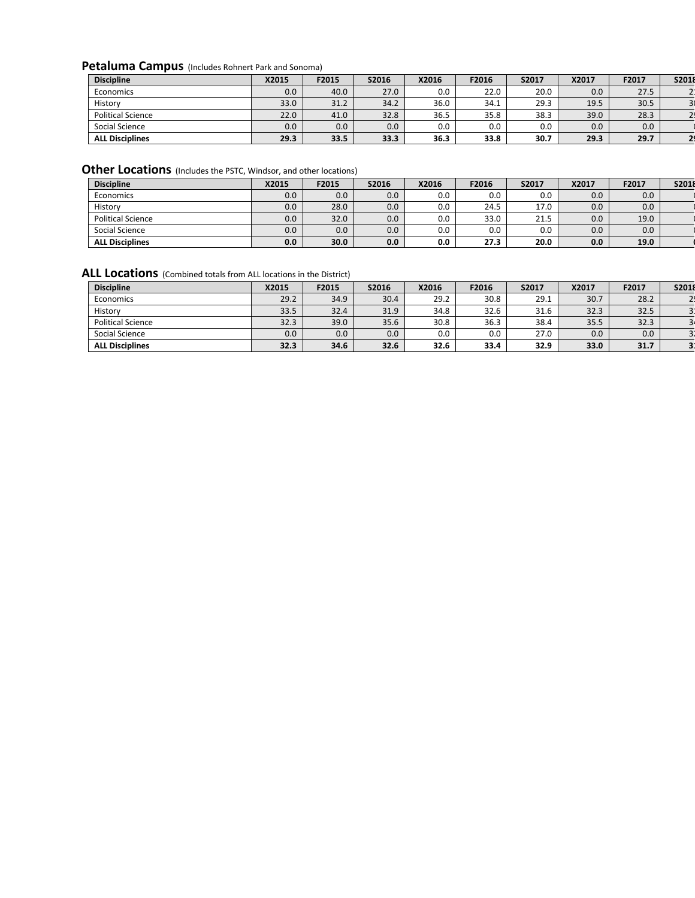## Petaluma Campus (Includes Rohnert Park and Sonoma)

| Discipline | X2015 | F2015 | S2016 | X2016 | F2016 | S2017 | X2017 | F2017 | S2018 |
|---|---|---|---|---|---|---|---|---|---|
| Economics | 0.0 | 40.0 | 27.0 | 0.0 | 22.0 | 20.0 | 0.0 | 27.5 | 2 |
| History | 33.0 | 31.2 | 34.2 | 36.0 | 34.1 | 29.3 | 19.5 | 30.5 | 3 |
| Political Science | 22.0 | 41.0 | 32.8 | 36.5 | 35.8 | 38.3 | 39.0 | 28.3 | 2 |
| Social Science | 0.0 | 0.0 | 0.0 | 0.0 | 0.0 | 0.0 | 0.0 | 0.0 | ( |
| **ALL Disciplines** | **29.3** | **33.5** | **33.3** | **36.3** | **33.8** | **30.7** | **29.3** | **29.7** | **2** |

## Other Locations (Includes the PSTC, Windsor, and other locations)

| Discipline | X2015 | F2015 | S2016 | X2016 | F2016 | S2017 | X2017 | F2017 | S2018 |
|---|---|---|---|---|---|---|---|---|---|
| Economics | 0.0 | 0.0 | 0.0 | 0.0 | 0.0 | 0.0 | 0.0 | 0.0 | ( |
| History | 0.0 | 28.0 | 0.0 | 0.0 | 24.5 | 17.0 | 0.0 | 0.0 | ( |
| Political Science | 0.0 | 32.0 | 0.0 | 0.0 | 33.0 | 21.5 | 0.0 | 19.0 | ( |
| Social Science | 0.0 | 0.0 | 0.0 | 0.0 | 0.0 | 0.0 | 0.0 | 0.0 | ( |
| **ALL Disciplines** | **0.0** | **30.0** | **0.0** | **0.0** | **27.3** | **20.0** | **0.0** | **19.0** | **(** |

## ALL Locations (Combined totals from ALL locations in the District)

| Discipline | X2015 | F2015 | S2016 | X2016 | F2016 | S2017 | X2017 | F2017 | S2018 |
|---|---|---|---|---|---|---|---|---|---|
| Economics | 29.2 | 34.9 | 30.4 | 29.2 | 30.8 | 29.1 | 30.7 | 28.2 | 2 |
| History | 33.5 | 32.4 | 31.9 | 34.8 | 32.6 | 31.6 | 32.3 | 32.5 | 3 |
| Political Science | 32.3 | 39.0 | 35.6 | 30.8 | 36.3 | 38.4 | 35.5 | 32.3 | 3 |
| Social Science | 0.0 | 0.0 | 0.0 | 0.0 | 0.0 | 27.0 | 0.0 | 0.0 | 3 |
| **ALL Disciplines** | **32.3** | **34.6** | **32.6** | **32.6** | **33.4** | **32.9** | **33.0** | **31.7** | **3** |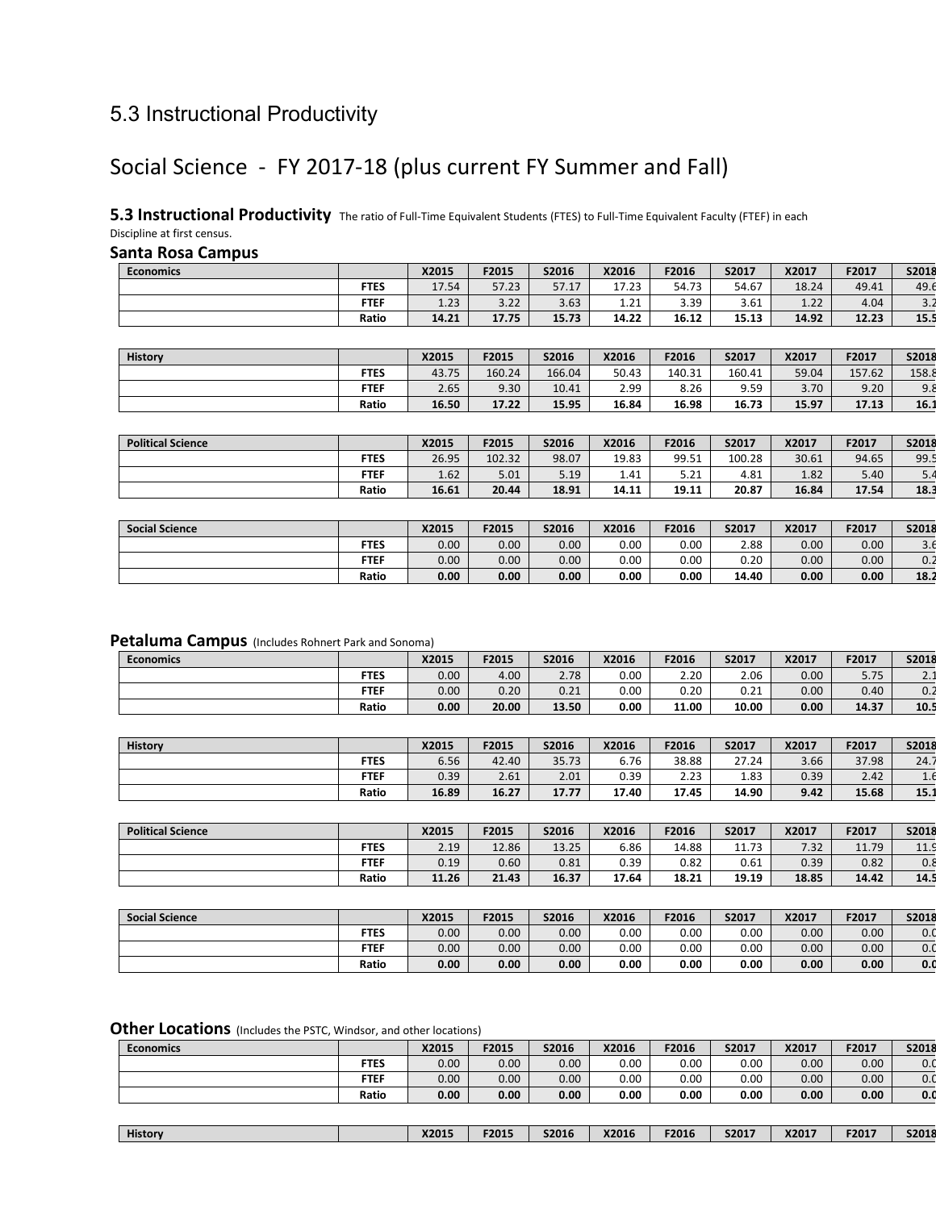# 5.3 Instructional Productivity

## Social Science - FY 2017-18 (plus current FY Summer and Fall)

**5.3 Instructional Productivity** The ratio of Full-Time Equivalent Students (FTES) to Full-Time Equivalent Faculty (FTEF) in each Discipline at first census.

### Santa Rosa Campus

| Economics | | X2015 | F2015 | S2016 | X2016 | F2016 | S2017 | X2017 | F2017 | S2018 |
|---|---|---|---|---|---|---|---|---|---|---|
| | FTES | 17.54 | 57.23 | 57.17 | 17.23 | 54.73 | 54.67 | 18.24 | 49.41 | 49.6 |
| | FTEF | 1.23 | 3.22 | 3.63 | 1.21 | 3.39 | 3.61 | 1.22 | 4.04 | 3.2 |
| | Ratio | **14.21** | **17.75** | **15.73** | **14.22** | **16.12** | **15.13** | **14.92** | **12.23** | **15.5** |

| History | | X2015 | F2015 | S2016 | X2016 | F2016 | S2017 | X2017 | F2017 | S2018 |
|---|---|---|---|---|---|---|---|---|---|---|
| | FTES | 43.75 | 160.24 | 166.04 | 50.43 | 140.31 | 160.41 | 59.04 | 157.62 | 158.8 |
| | FTEF | 2.65 | 9.30 | 10.41 | 2.99 | 8.26 | 9.59 | 3.70 | 9.20 | 9.8 |
| | Ratio | **16.50** | **17.22** | **15.95** | **16.84** | **16.98** | **16.73** | **15.97** | **17.13** | **16.1** |

| Political Science | | X2015 | F2015 | S2016 | X2016 | F2016 | S2017 | X2017 | F2017 | S2018 |
|---|---|---|---|---|---|---|---|---|---|---|
| | FTES | 26.95 | 102.32 | 98.07 | 19.83 | 99.51 | 100.28 | 30.61 | 94.65 | 99.5 |
| | FTEF | 1.62 | 5.01 | 5.19 | 1.41 | 5.21 | 4.81 | 1.82 | 5.40 | 5.4 |
| | Ratio | **16.61** | **20.44** | **18.91** | **14.11** | **19.11** | **20.87** | **16.84** | **17.54** | **18.3** |

| Social Science | | X2015 | F2015 | S2016 | X2016 | F2016 | S2017 | X2017 | F2017 | S2018 |
|---|---|---|---|---|---|---|---|---|---|---|
| | FTES | 0.00 | 0.00 | 0.00 | 0.00 | 0.00 | 2.88 | 0.00 | 0.00 | 3.6 |
| | FTEF | 0.00 | 0.00 | 0.00 | 0.00 | 0.00 | 0.20 | 0.00 | 0.00 | 0.2 |
| | Ratio | **0.00** | **0.00** | **0.00** | **0.00** | **0.00** | **14.40** | **0.00** | **0.00** | **18.2** |

### Petaluma Campus (Includes Rohnert Park and Sonoma)

| Economics | | X2015 | F2015 | S2016 | X2016 | F2016 | S2017 | X2017 | F2017 | S2018 |
|---|---|---|---|---|---|---|---|---|---|---|
| | FTES | 0.00 | 4.00 | 2.78 | 0.00 | 2.20 | 2.06 | 0.00 | 5.75 | 2.1 |
| | FTEF | 0.00 | 0.20 | 0.21 | 0.00 | 0.20 | 0.21 | 0.00 | 0.40 | 0.2 |
| | Ratio | **0.00** | **20.00** | **13.50** | **0.00** | **11.00** | **10.00** | **0.00** | **14.37** | **10.5** |

| History | | X2015 | F2015 | S2016 | X2016 | F2016 | S2017 | X2017 | F2017 | S2018 |
|---|---|---|---|---|---|---|---|---|---|---|
| | FTES | 6.56 | 42.40 | 35.73 | 6.76 | 38.88 | 27.24 | 3.66 | 37.98 | 24.7 |
| | FTEF | 0.39 | 2.61 | 2.01 | 0.39 | 2.23 | 1.83 | 0.39 | 2.42 | 1.6 |
| | Ratio | **16.89** | **16.27** | **17.77** | **17.40** | **17.45** | **14.90** | **9.42** | **15.68** | **15.1** |

| Political Science | | X2015 | F2015 | S2016 | X2016 | F2016 | S2017 | X2017 | F2017 | S2018 |
|---|---|---|---|---|---|---|---|---|---|---|
| | FTES | 2.19 | 12.86 | 13.25 | 6.86 | 14.88 | 11.73 | 7.32 | 11.79 | 11.9 |
| | FTEF | 0.19 | 0.60 | 0.81 | 0.39 | 0.82 | 0.61 | 0.39 | 0.82 | 0.8 |
| | Ratio | **11.26** | **21.43** | **16.37** | **17.64** | **18.21** | **19.19** | **18.85** | **14.42** | **14.5** |

| Social Science | | X2015 | F2015 | S2016 | X2016 | F2016 | S2017 | X2017 | F2017 | S2018 |
|---|---|---|---|---|---|---|---|---|---|---|
| | FTES | 0.00 | 0.00 | 0.00 | 0.00 | 0.00 | 0.00 | 0.00 | 0.00 | 0.0 |
| | FTEF | 0.00 | 0.00 | 0.00 | 0.00 | 0.00 | 0.00 | 0.00 | 0.00 | 0.0 |
| | Ratio | **0.00** | **0.00** | **0.00** | **0.00** | **0.00** | **0.00** | **0.00** | **0.00** | **0.0** |

### Other Locations (Includes the PSTC, Windsor, and other locations)

| Economics | | X2015 | F2015 | S2016 | X2016 | F2016 | S2017 | X2017 | F2017 | S2018 |
|---|---|---|---|---|---|---|---|---|---|---|
| | FTES | 0.00 | 0.00 | 0.00 | 0.00 | 0.00 | 0.00 | 0.00 | 0.00 | 0.0 |
| | FTEF | 0.00 | 0.00 | 0.00 | 0.00 | 0.00 | 0.00 | 0.00 | 0.00 | 0.0 |
| | Ratio | **0.00** | **0.00** | **0.00** | **0.00** | **0.00** | **0.00** | **0.00** | **0.00** | **0.0** |

| History | | X2015 | F2015 | S2016 | X2016 | F2016 | S2017 | X2017 | F2017 | S2018 |
|---|---|---|---|---|---|---|---|---|---|---|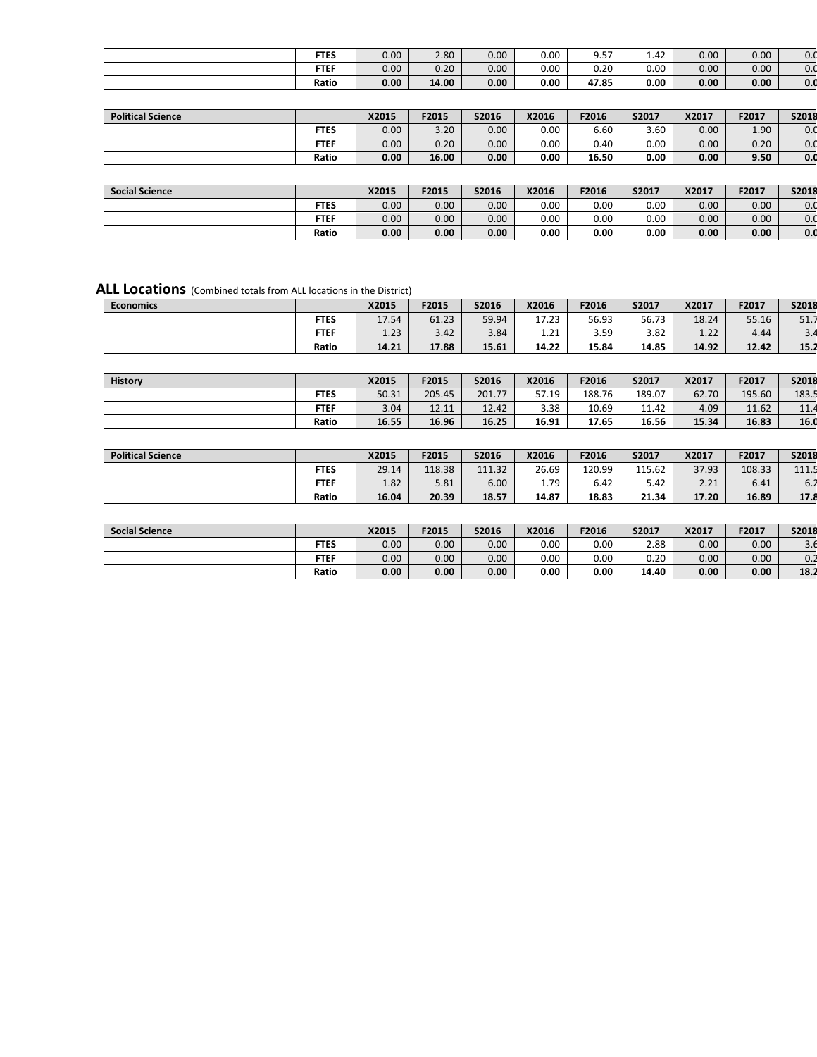| | | | | | | | | | | |
|---|---|---|---|---|---|---|---|---|---|---|
| | FTES | 0.00 | 2.80 | 0.00 | 0.00 | 9.57 | 1.42 | 0.00 | 0.00 | 0.0 |
| | FTEF | 0.00 | 0.20 | 0.00 | 0.00 | 0.20 | 0.00 | 0.00 | 0.00 | 0.0 |
| | **Ratio** | **0.00** | **14.00** | **0.00** | **0.00** | **47.85** | **0.00** | **0.00** | **0.00** | **0.0** |

| Political Science | | X2015 | F2015 | S2016 | X2016 | F2016 | S2017 | X2017 | F2017 | S2018 |
|---|---|---|---|---|---|---|---|---|---|---|
| | FTES | 0.00 | 3.20 | 0.00 | 0.00 | 6.60 | 3.60 | 0.00 | 1.90 | 0.0 |
| | FTEF | 0.00 | 0.20 | 0.00 | 0.00 | 0.40 | 0.00 | 0.00 | 0.20 | 0.0 |
| | **Ratio** | **0.00** | **16.00** | **0.00** | **0.00** | **16.50** | **0.00** | **0.00** | **9.50** | **0.0** |

| Social Science | | X2015 | F2015 | S2016 | X2016 | F2016 | S2017 | X2017 | F2017 | S2018 |
|---|---|---|---|---|---|---|---|---|---|---|
| | FTES | 0.00 | 0.00 | 0.00 | 0.00 | 0.00 | 0.00 | 0.00 | 0.00 | 0.0 |
| | FTEF | 0.00 | 0.00 | 0.00 | 0.00 | 0.00 | 0.00 | 0.00 | 0.00 | 0.0 |
| | **Ratio** | **0.00** | **0.00** | **0.00** | **0.00** | **0.00** | **0.00** | **0.00** | **0.00** | **0.0** |

## ALL Locations (Combined totals from ALL locations in the District)

| Economics | | X2015 | F2015 | S2016 | X2016 | F2016 | S2017 | X2017 | F2017 | S2018 |
|---|---|---|---|---|---|---|---|---|---|---|
| | FTES | 17.54 | 61.23 | 59.94 | 17.23 | 56.93 | 56.73 | 18.24 | 55.16 | 51.7 |
| | FTEF | 1.23 | 3.42 | 3.84 | 1.21 | 3.59 | 3.82 | 1.22 | 4.44 | 3.4 |
| | **Ratio** | **14.21** | **17.88** | **15.61** | **14.22** | **15.84** | **14.85** | **14.92** | **12.42** | **15.2** |

| History | | X2015 | F2015 | S2016 | X2016 | F2016 | S2017 | X2017 | F2017 | S2018 |
|---|---|---|---|---|---|---|---|---|---|---|
| | FTES | 50.31 | 205.45 | 201.77 | 57.19 | 188.76 | 189.07 | 62.70 | 195.60 | 183.5 |
| | FTEF | 3.04 | 12.11 | 12.42 | 3.38 | 10.69 | 11.42 | 4.09 | 11.62 | 11.4 |
| | **Ratio** | **16.55** | **16.96** | **16.25** | **16.91** | **17.65** | **16.56** | **15.34** | **16.83** | **16.0** |

| Political Science | | X2015 | F2015 | S2016 | X2016 | F2016 | S2017 | X2017 | F2017 | S2018 |
|---|---|---|---|---|---|---|---|---|---|---|
| | FTES | 29.14 | 118.38 | 111.32 | 26.69 | 120.99 | 115.62 | 37.93 | 108.33 | 111.5 |
| | FTEF | 1.82 | 5.81 | 6.00 | 1.79 | 6.42 | 5.42 | 2.21 | 6.41 | 6.2 |
| | **Ratio** | **16.04** | **20.39** | **18.57** | **14.87** | **18.83** | **21.34** | **17.20** | **16.89** | **17.8** |

| Social Science | | X2015 | F2015 | S2016 | X2016 | F2016 | S2017 | X2017 | F2017 | S2018 |
|---|---|---|---|---|---|---|---|---|---|---|
| | FTES | 0.00 | 0.00 | 0.00 | 0.00 | 0.00 | 2.88 | 0.00 | 0.00 | 3.6 |
| | FTEF | 0.00 | 0.00 | 0.00 | 0.00 | 0.00 | 0.20 | 0.00 | 0.00 | 0.2 |
| | **Ratio** | **0.00** | **0.00** | **0.00** | **0.00** | **0.00** | **14.40** | **0.00** | **0.00** | **18.2** |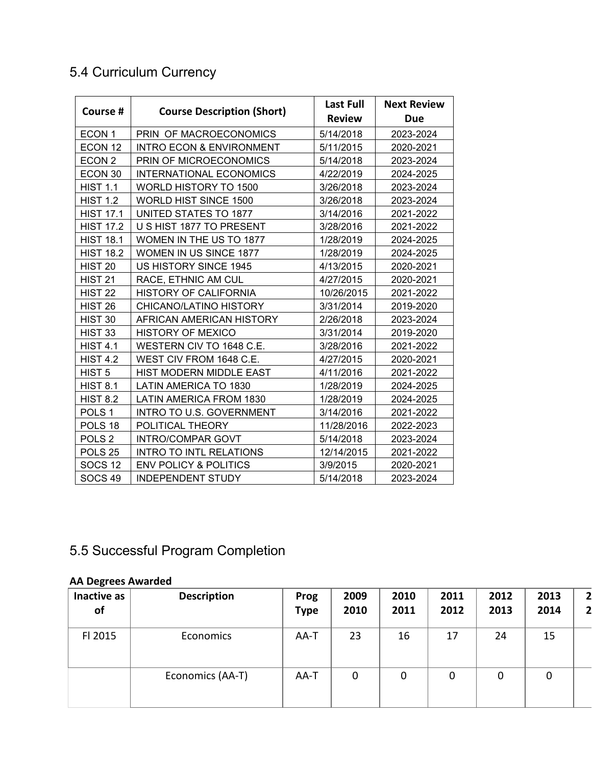## 5.4 Curriculum Currency

| Course # | Course Description (Short) | Last Full Review | Next Review Due |
|---|---|---|---|
| ECON 1 | PRIN OF MACROECONOMICS | 5/14/2018 | 2023-2024 |
| ECON 12 | INTRO ECON & ENVIRONMENT | 5/11/2015 | 2020-2021 |
| ECON 2 | PRIN OF MICROECONOMICS | 5/14/2018 | 2023-2024 |
| ECON 30 | INTERNATIONAL ECONOMICS | 4/22/2019 | 2024-2025 |
| HIST 1.1 | WORLD HISTORY TO 1500 | 3/26/2018 | 2023-2024 |
| HIST 1.2 | WORLD HIST SINCE 1500 | 3/26/2018 | 2023-2024 |
| HIST 17.1 | UNITED STATES TO 1877 | 3/14/2016 | 2021-2022 |
| HIST 17.2 | U S HIST 1877 TO PRESENT | 3/28/2016 | 2021-2022 |
| HIST 18.1 | WOMEN IN THE US TO 1877 | 1/28/2019 | 2024-2025 |
| HIST 18.2 | WOMEN IN US SINCE 1877 | 1/28/2019 | 2024-2025 |
| HIST 20 | US HISTORY SINCE 1945 | 4/13/2015 | 2020-2021 |
| HIST 21 | RACE, ETHNIC AM CUL | 4/27/2015 | 2020-2021 |
| HIST 22 | HISTORY OF CALIFORNIA | 10/26/2015 | 2021-2022 |
| HIST 26 | CHICANO/LATINO HISTORY | 3/31/2014 | 2019-2020 |
| HIST 30 | AFRICAN AMERICAN HISTORY | 2/26/2018 | 2023-2024 |
| HIST 33 | HISTORY OF MEXICO | 3/31/2014 | 2019-2020 |
| HIST 4.1 | WESTERN CIV TO 1648 C.E. | 3/28/2016 | 2021-2022 |
| HIST 4.2 | WEST CIV FROM 1648 C.E. | 4/27/2015 | 2020-2021 |
| HIST 5 | HIST MODERN MIDDLE EAST | 4/11/2016 | 2021-2022 |
| HIST 8.1 | LATIN AMERICA TO 1830 | 1/28/2019 | 2024-2025 |
| HIST 8.2 | LATIN AMERICA FROM 1830 | 1/28/2019 | 2024-2025 |
| POLS 1 | INTRO TO U.S. GOVERNMENT | 3/14/2016 | 2021-2022 |
| POLS 18 | POLITICAL THEORY | 11/28/2016 | 2022-2023 |
| POLS 2 | INTRO/COMPAR GOVT | 5/14/2018 | 2023-2024 |
| POLS 25 | INTRO TO INTL RELATIONS | 12/14/2015 | 2021-2022 |
| SOCS 12 | ENV POLICY & POLITICS | 3/9/2015 | 2020-2021 |
| SOCS 49 | INDEPENDENT STUDY | 5/14/2018 | 2023-2024 |

## 5.5 Successful Program Completion

**AA Degrees Awarded**

| Inactive as of | Description | Prog Type | 2009 2010 | 2010 2011 | 2011 2012 | 2012 2013 | 2013 2014 | 2 2 |
|---|---|---|---|---|---|---|---|---|
| Fl 2015 | Economics | AA-T | 23 | 16 | 17 | 24 | 15 | |
| | Economics (AA-T) | AA-T | 0 | 0 | 0 | 0 | 0 | |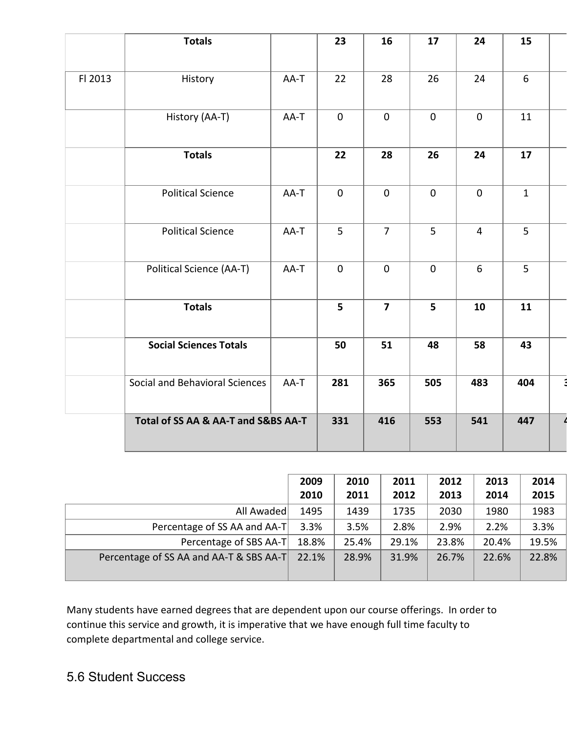|  | Totals |  | 23 | 16 | 17 | 24 | 15 |
|---|---|---|---|---|---|---|---|
| Fl 2013 | History | AA-T | 22 | 28 | 26 | 24 | 6 |
|  | History (AA-T) | AA-T | 0 | 0 | 0 | 0 | 11 |
|  | Totals |  | 22 | 28 | 26 | 24 | 17 |
|  | Political Science | AA-T | 0 | 0 | 0 | 0 | 1 |
|  | Political Science | AA-T | 5 | 7 | 5 | 4 | 5 |
|  | Political Science (AA-T) | AA-T | 0 | 0 | 0 | 6 | 5 |
|  | Totals |  | 5 | 7 | 5 | 10 | 11 |
|  | Social Sciences Totals |  | 50 | 51 | 48 | 58 | 43 |
|  | Social and Behavioral Sciences | AA-T | 281 | 365 | 505 | 483 | 404 |
|  | Total of SS AA & AA-T and S&BS AA-T |  | 331 | 416 | 553 | 541 | 447 |

|  | 2009 2010 | 2010 2011 | 2011 2012 | 2012 2013 | 2013 2014 | 2014 2015 |
|---|---|---|---|---|---|---|
| All Awaded | 1495 | 1439 | 1735 | 2030 | 1980 | 1983 |
| Percentage of SS AA and AA-T | 3.3% | 3.5% | 2.8% | 2.9% | 2.2% | 3.3% |
| Percentage of SBS AA-T | 18.8% | 25.4% | 29.1% | 23.8% | 20.4% | 19.5% |
| Percentage of SS AA and AA-T & SBS AA-T | 22.1% | 28.9% | 31.9% | 26.7% | 22.6% | 22.8% |

Many students have earned degrees that are dependent upon our course offerings. In order to continue this service and growth, it is imperative that we have enough full time faculty to complete departmental and college service.

## 5.6 Student Success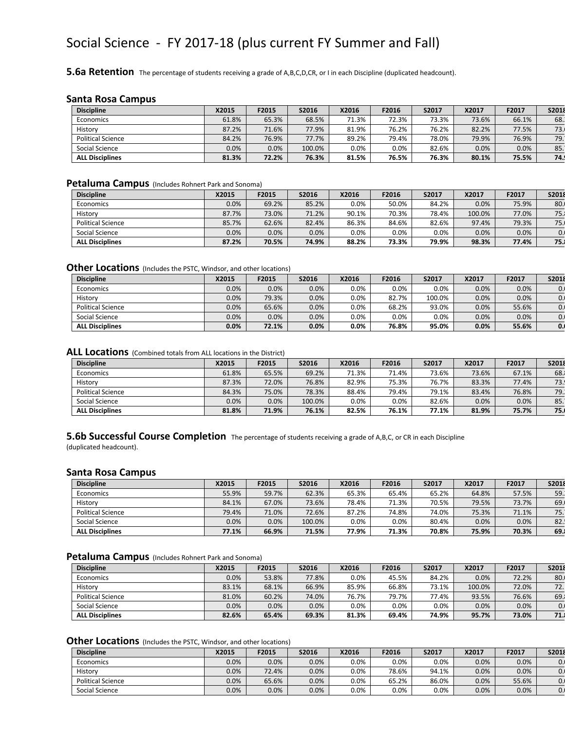# Social Science - FY 2017-18 (plus current FY Summer and Fall)

## 5.6a Retention

The percentage of students receiving a grade of A,B,C,D,CR, or I in each Discipline (duplicated headcount).

### Santa Rosa Campus

| Discipline | X2015 | F2015 | S2016 | X2016 | F2016 | S2017 | X2017 | F2017 | S2018 |
|---|---|---|---|---|---|---|---|---|---|
| Economics | 61.8% | 65.3% | 68.5% | 71.3% | 72.3% | 73.3% | 73.6% | 66.1% | 68. |
| History | 87.2% | 71.6% | 77.9% | 81.9% | 76.2% | 76.2% | 82.2% | 77.5% | 73. |
| Political Science | 84.2% | 76.9% | 77.7% | 89.2% | 79.4% | 78.0% | 79.9% | 76.9% | 79. |
| Social Science | 0.0% | 0.0% | 100.0% | 0.0% | 0.0% | 82.6% | 0.0% | 0.0% | 85. |
| **ALL Disciplines** | **81.3%** | **72.2%** | **76.3%** | **81.5%** | **76.5%** | **76.3%** | **80.1%** | **75.5%** | **74.** |

### Petaluma Campus (Includes Rohnert Park and Sonoma)

| Discipline | X2015 | F2015 | S2016 | X2016 | F2016 | S2017 | X2017 | F2017 | S2018 |
|---|---|---|---|---|---|---|---|---|---|
| Economics | 0.0% | 69.2% | 85.2% | 0.0% | 50.0% | 84.2% | 0.0% | 75.9% | 80. |
| History | 87.7% | 73.0% | 71.2% | 90.1% | 70.3% | 78.4% | 100.0% | 77.0% | 75. |
| Political Science | 85.7% | 62.6% | 82.4% | 86.3% | 84.6% | 82.6% | 97.4% | 79.3% | 75. |
| Social Science | 0.0% | 0.0% | 0.0% | 0.0% | 0.0% | 0.0% | 0.0% | 0.0% | 0. |
| **ALL Disciplines** | **87.2%** | **70.5%** | **74.9%** | **88.2%** | **73.3%** | **79.9%** | **98.3%** | **77.4%** | **75.** |

### Other Locations (Includes the PSTC, Windsor, and other locations)

| Discipline | X2015 | F2015 | S2016 | X2016 | F2016 | S2017 | X2017 | F2017 | S2018 |
|---|---|---|---|---|---|---|---|---|---|
| Economics | 0.0% | 0.0% | 0.0% | 0.0% | 0.0% | 0.0% | 0.0% | 0.0% | 0. |
| History | 0.0% | 79.3% | 0.0% | 0.0% | 82.7% | 100.0% | 0.0% | 0.0% | 0. |
| Political Science | 0.0% | 65.6% | 0.0% | 0.0% | 68.2% | 93.0% | 0.0% | 55.6% | 0. |
| Social Science | 0.0% | 0.0% | 0.0% | 0.0% | 0.0% | 0.0% | 0.0% | 0.0% | 0. |
| **ALL Disciplines** | **0.0%** | **72.1%** | **0.0%** | **0.0%** | **76.8%** | **95.0%** | **0.0%** | **55.6%** | **0.** |

### ALL Locations (Combined totals from ALL locations in the District)

| Discipline | X2015 | F2015 | S2016 | X2016 | F2016 | S2017 | X2017 | F2017 | S2018 |
|---|---|---|---|---|---|---|---|---|---|
| Economics | 61.8% | 65.5% | 69.2% | 71.3% | 71.4% | 73.6% | 73.6% | 67.1% | 68. |
| History | 87.3% | 72.0% | 76.8% | 82.9% | 75.3% | 76.7% | 83.3% | 77.4% | 73. |
| Political Science | 84.3% | 75.0% | 78.3% | 88.4% | 79.4% | 79.1% | 83.4% | 76.8% | 79. |
| Social Science | 0.0% | 0.0% | 100.0% | 0.0% | 0.0% | 82.6% | 0.0% | 0.0% | 85. |
| **ALL Disciplines** | **81.8%** | **71.9%** | **76.1%** | **82.5%** | **76.1%** | **77.1%** | **81.9%** | **75.7%** | **75.** |

## 5.6b Successful Course Completion

The percentage of students receiving a grade of A,B,C, or CR in each Discipline (duplicated headcount).

### Santa Rosa Campus

| Discipline | X2015 | F2015 | S2016 | X2016 | F2016 | S2017 | X2017 | F2017 | S2018 |
|---|---|---|---|---|---|---|---|---|---|
| Economics | 55.9% | 59.7% | 62.3% | 65.3% | 65.4% | 65.2% | 64.8% | 57.5% | 59. |
| History | 84.1% | 67.0% | 73.6% | 78.4% | 71.3% | 70.5% | 79.5% | 73.7% | 69. |
| Political Science | 79.4% | 71.0% | 72.6% | 87.2% | 74.8% | 74.0% | 75.3% | 71.1% | 75. |
| Social Science | 0.0% | 0.0% | 100.0% | 0.0% | 0.0% | 80.4% | 0.0% | 0.0% | 82. |
| **ALL Disciplines** | **77.1%** | **66.9%** | **71.5%** | **77.9%** | **71.3%** | **70.8%** | **75.9%** | **70.3%** | **69.** |

### Petaluma Campus (Includes Rohnert Park and Sonoma)

| Discipline | X2015 | F2015 | S2016 | X2016 | F2016 | S2017 | X2017 | F2017 | S2018 |
|---|---|---|---|---|---|---|---|---|---|
| Economics | 0.0% | 53.8% | 77.8% | 0.0% | 45.5% | 84.2% | 0.0% | 72.2% | 80. |
| History | 83.1% | 68.1% | 66.9% | 85.9% | 66.8% | 73.1% | 100.0% | 72.0% | 72. |
| Political Science | 81.0% | 60.2% | 74.0% | 76.7% | 79.7% | 77.4% | 93.5% | 76.6% | 69. |
| Social Science | 0.0% | 0.0% | 0.0% | 0.0% | 0.0% | 0.0% | 0.0% | 0.0% | 0. |
| **ALL Disciplines** | **82.6%** | **65.4%** | **69.3%** | **81.3%** | **69.4%** | **74.9%** | **95.7%** | **73.0%** | **71.** |

### Other Locations (Includes the PSTC, Windsor, and other locations)

| Discipline | X2015 | F2015 | S2016 | X2016 | F2016 | S2017 | X2017 | F2017 | S2018 |
|---|---|---|---|---|---|---|---|---|---|
| Economics | 0.0% | 0.0% | 0.0% | 0.0% | 0.0% | 0.0% | 0.0% | 0.0% | 0. |
| History | 0.0% | 72.4% | 0.0% | 0.0% | 78.6% | 94.1% | 0.0% | 0.0% | 0. |
| Political Science | 0.0% | 65.6% | 0.0% | 0.0% | 65.2% | 86.0% | 0.0% | 55.6% | 0. |
| Social Science | 0.0% | 0.0% | 0.0% | 0.0% | 0.0% | 0.0% | 0.0% | 0.0% | 0. |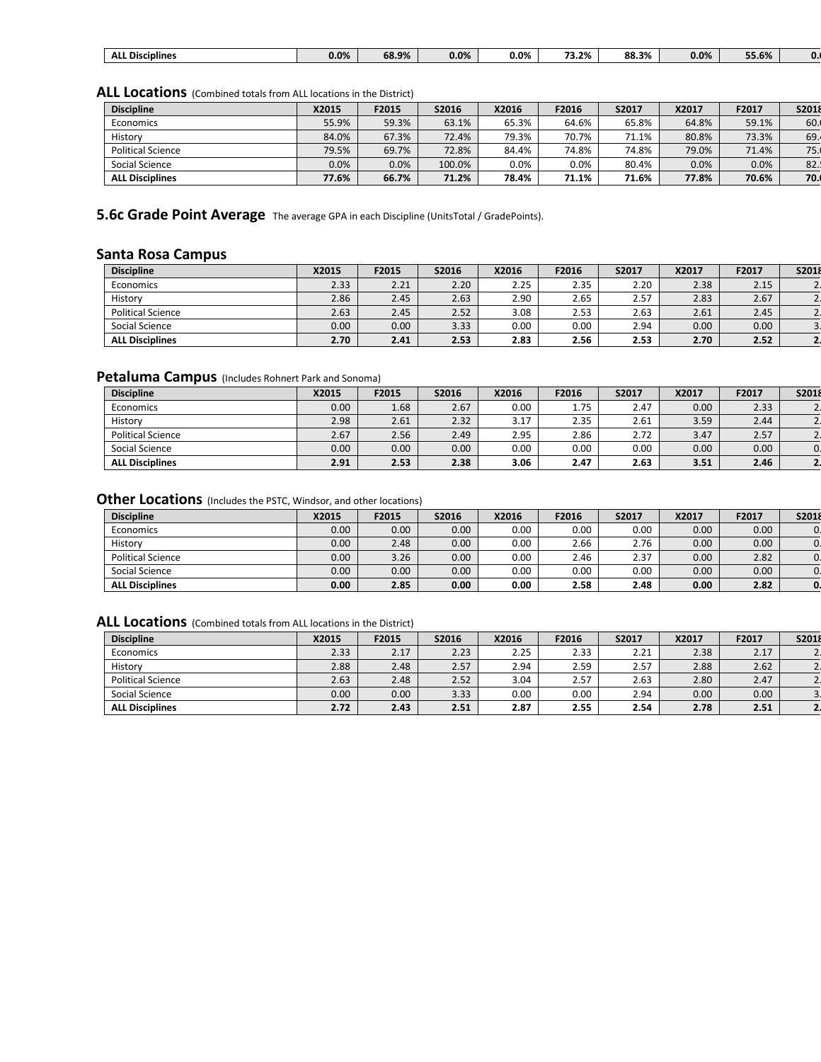| ALL Disciplines | 0.0% | 68.9% | 0.0% | 0.0% | 73.2% | 88.3% | 0.0% | 55.6% | 0. |
|---|---|---|---|---|---|---|---|---|---|

### ALL Locations (Combined totals from ALL locations in the District)

| Discipline | X2015 | F2015 | S2016 | X2016 | F2016 | S2017 | X2017 | F2017 | S2018 |
|---|---|---|---|---|---|---|---|---|---|
| Economics | 55.9% | 59.3% | 63.1% | 65.3% | 64.6% | 65.8% | 64.8% | 59.1% | 60. |
| History | 84.0% | 67.3% | 72.4% | 79.3% | 70.7% | 71.1% | 80.8% | 73.3% | 69. |
| Political Science | 79.5% | 69.7% | 72.8% | 84.4% | 74.8% | 74.8% | 79.0% | 71.4% | 75. |
| Social Science | 0.0% | 0.0% | 100.0% | 0.0% | 0.0% | 80.4% | 0.0% | 0.0% | 82. |
| **ALL Disciplines** | **77.6%** | **66.7%** | **71.2%** | **78.4%** | **71.1%** | **71.6%** | **77.8%** | **70.6%** | **70.** |

## 5.6c Grade Point Average
The average GPA in each Discipline (UnitsTotal / GradePoints).

### Santa Rosa Campus

| Discipline | X2015 | F2015 | S2016 | X2016 | F2016 | S2017 | X2017 | F2017 | S2018 |
|---|---|---|---|---|---|---|---|---|---|
| Economics | 2.33 | 2.21 | 2.20 | 2.25 | 2.35 | 2.20 | 2.38 | 2.15 | 2. |
| History | 2.86 | 2.45 | 2.63 | 2.90 | 2.65 | 2.57 | 2.83 | 2.67 | 2. |
| Political Science | 2.63 | 2.45 | 2.52 | 3.08 | 2.53 | 2.63 | 2.61 | 2.45 | 2. |
| Social Science | 0.00 | 0.00 | 3.33 | 0.00 | 0.00 | 2.94 | 0.00 | 0.00 | 3. |
| **ALL Disciplines** | **2.70** | **2.41** | **2.53** | **2.83** | **2.56** | **2.53** | **2.70** | **2.52** | **2.** |

### Petaluma Campus (Includes Rohnert Park and Sonoma)

| Discipline | X2015 | F2015 | S2016 | X2016 | F2016 | S2017 | X2017 | F2017 | S2018 |
|---|---|---|---|---|---|---|---|---|---|
| Economics | 0.00 | 1.68 | 2.67 | 0.00 | 1.75 | 2.47 | 0.00 | 2.33 | 2. |
| History | 2.98 | 2.61 | 2.32 | 3.17 | 2.35 | 2.61 | 3.59 | 2.44 | 2. |
| Political Science | 2.67 | 2.56 | 2.49 | 2.95 | 2.86 | 2.72 | 3.47 | 2.57 | 2. |
| Social Science | 0.00 | 0.00 | 0.00 | 0.00 | 0.00 | 0.00 | 0.00 | 0.00 | 0. |
| **ALL Disciplines** | **2.91** | **2.53** | **2.38** | **3.06** | **2.47** | **2.63** | **3.51** | **2.46** | **2.** |

### Other Locations (Includes the PSTC, Windsor, and other locations)

| Discipline | X2015 | F2015 | S2016 | X2016 | F2016 | S2017 | X2017 | F2017 | S2018 |
|---|---|---|---|---|---|---|---|---|---|
| Economics | 0.00 | 0.00 | 0.00 | 0.00 | 0.00 | 0.00 | 0.00 | 0.00 | 0. |
| History | 0.00 | 2.48 | 0.00 | 0.00 | 2.66 | 2.76 | 0.00 | 0.00 | 0. |
| Political Science | 0.00 | 3.26 | 0.00 | 0.00 | 2.46 | 2.37 | 0.00 | 2.82 | 0. |
| Social Science | 0.00 | 0.00 | 0.00 | 0.00 | 0.00 | 0.00 | 0.00 | 0.00 | 0. |
| **ALL Disciplines** | **0.00** | **2.85** | **0.00** | **0.00** | **2.58** | **2.48** | **0.00** | **2.82** | **0.** |

### ALL Locations (Combined totals from ALL locations in the District)

| Discipline | X2015 | F2015 | S2016 | X2016 | F2016 | S2017 | X2017 | F2017 | S2018 |
|---|---|---|---|---|---|---|---|---|---|
| Economics | 2.33 | 2.17 | 2.23 | 2.25 | 2.33 | 2.21 | 2.38 | 2.17 | 2. |
| History | 2.88 | 2.48 | 2.57 | 2.94 | 2.59 | 2.57 | 2.88 | 2.62 | 2. |
| Political Science | 2.63 | 2.48 | 2.52 | 3.04 | 2.57 | 2.63 | 2.80 | 2.47 | 2. |
| Social Science | 0.00 | 0.00 | 3.33 | 0.00 | 0.00 | 2.94 | 0.00 | 0.00 | 3. |
| **ALL Disciplines** | **2.72** | **2.43** | **2.51** | **2.87** | **2.55** | **2.54** | **2.78** | **2.51** | **2.** |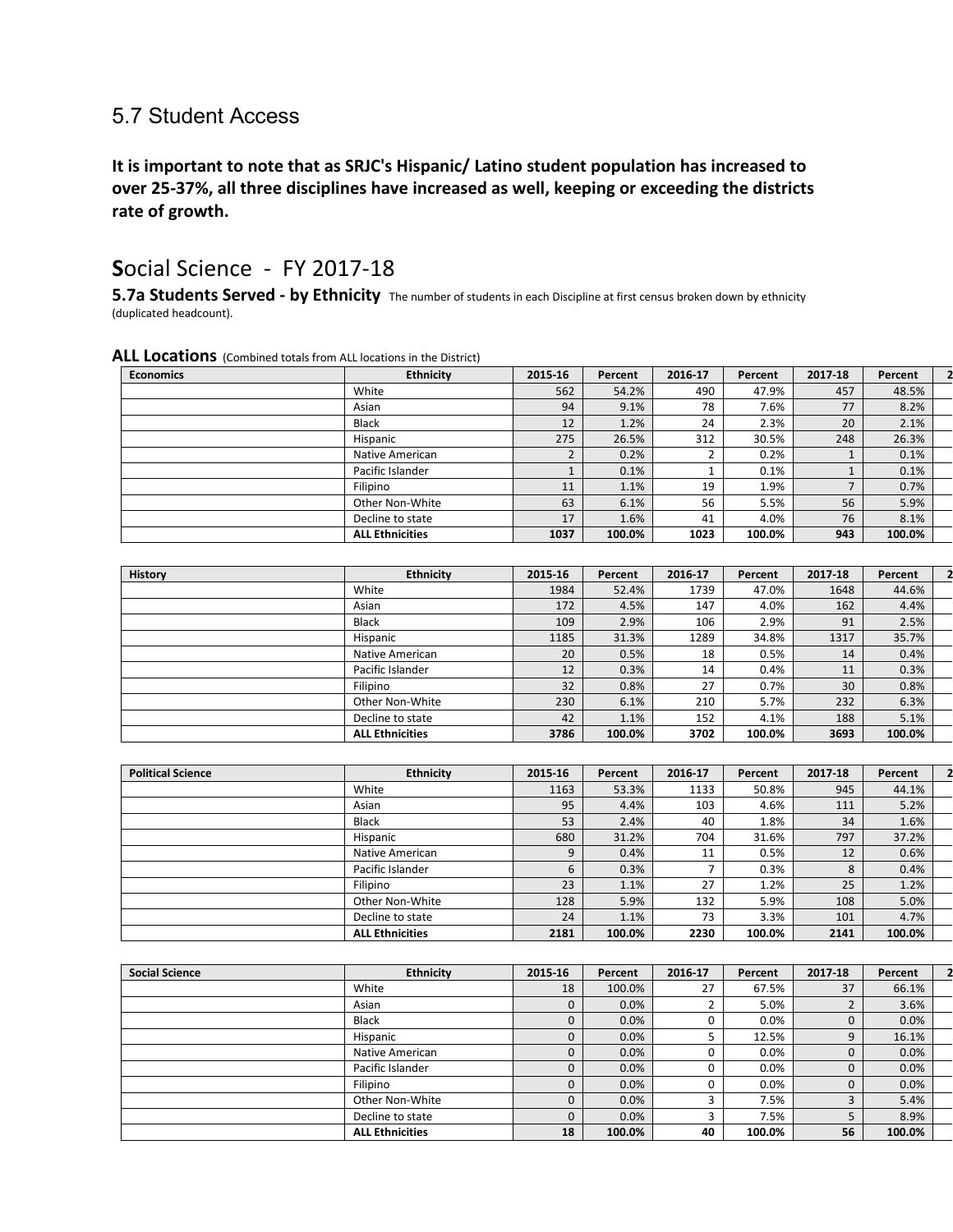## 5.7 Student Access

**It is important to note that as SRJC's Hispanic/ Latino student population has increased to over 25-37%, all three disciplines have increased as well, keeping or exceeding the districts rate of growth.**

# Social Science - FY 2017-18

**5.7a Students Served - by Ethnicity** The number of students in each Discipline at first census broken down by ethnicity (duplicated headcount).

### ALL Locations (Combined totals from ALL locations in the District)

| Economics | Ethnicity | 2015-16 | Percent | 2016-17 | Percent | 2017-18 | Percent |
|---|---|---|---|---|---|---|---|
| | White | 562 | 54.2% | 490 | 47.9% | 457 | 48.5% |
| | Asian | 94 | 9.1% | 78 | 7.6% | 77 | 8.2% |
| | Black | 12 | 1.2% | 24 | 2.3% | 20 | 2.1% |
| | Hispanic | 275 | 26.5% | 312 | 30.5% | 248 | 26.3% |
| | Native American | 2 | 0.2% | 2 | 0.2% | 1 | 0.1% |
| | Pacific Islander | 1 | 0.1% | 1 | 0.1% | 1 | 0.1% |
| | Filipino | 11 | 1.1% | 19 | 1.9% | 7 | 0.7% |
| | Other Non-White | 63 | 6.1% | 56 | 5.5% | 56 | 5.9% |
| | Decline to state | 17 | 1.6% | 41 | 4.0% | 76 | 8.1% |
| | **ALL Ethnicities** | **1037** | **100.0%** | **1023** | **100.0%** | **943** | **100.0%** |

| History | Ethnicity | 2015-16 | Percent | 2016-17 | Percent | 2017-18 | Percent |
|---|---|---|---|---|---|---|---|
| | White | 1984 | 52.4% | 1739 | 47.0% | 1648 | 44.6% |
| | Asian | 172 | 4.5% | 147 | 4.0% | 162 | 4.4% |
| | Black | 109 | 2.9% | 106 | 2.9% | 91 | 2.5% |
| | Hispanic | 1185 | 31.3% | 1289 | 34.8% | 1317 | 35.7% |
| | Native American | 20 | 0.5% | 18 | 0.5% | 14 | 0.4% |
| | Pacific Islander | 12 | 0.3% | 14 | 0.4% | 11 | 0.3% |
| | Filipino | 32 | 0.8% | 27 | 0.7% | 30 | 0.8% |
| | Other Non-White | 230 | 6.1% | 210 | 5.7% | 232 | 6.3% |
| | Decline to state | 42 | 1.1% | 152 | 4.1% | 188 | 5.1% |
| | **ALL Ethnicities** | **3786** | **100.0%** | **3702** | **100.0%** | **3693** | **100.0%** |

| Political Science | Ethnicity | 2015-16 | Percent | 2016-17 | Percent | 2017-18 | Percent |
|---|---|---|---|---|---|---|---|
| | White | 1163 | 53.3% | 1133 | 50.8% | 945 | 44.1% |
| | Asian | 95 | 4.4% | 103 | 4.6% | 111 | 5.2% |
| | Black | 53 | 2.4% | 40 | 1.8% | 34 | 1.6% |
| | Hispanic | 680 | 31.2% | 704 | 31.6% | 797 | 37.2% |
| | Native American | 9 | 0.4% | 11 | 0.5% | 12 | 0.6% |
| | Pacific Islander | 6 | 0.3% | 7 | 0.3% | 8 | 0.4% |
| | Filipino | 23 | 1.1% | 27 | 1.2% | 25 | 1.2% |
| | Other Non-White | 128 | 5.9% | 132 | 5.9% | 108 | 5.0% |
| | Decline to state | 24 | 1.1% | 73 | 3.3% | 101 | 4.7% |
| | **ALL Ethnicities** | **2181** | **100.0%** | **2230** | **100.0%** | **2141** | **100.0%** |

| Social Science | Ethnicity | 2015-16 | Percent | 2016-17 | Percent | 2017-18 | Percent |
|---|---|---|---|---|---|---|---|
| | White | 18 | 100.0% | 27 | 67.5% | 37 | 66.1% |
| | Asian | 0 | 0.0% | 2 | 5.0% | 2 | 3.6% |
| | Black | 0 | 0.0% | 0 | 0.0% | 0 | 0.0% |
| | Hispanic | 0 | 0.0% | 5 | 12.5% | 9 | 16.1% |
| | Native American | 0 | 0.0% | 0 | 0.0% | 0 | 0.0% |
| | Pacific Islander | 0 | 0.0% | 0 | 0.0% | 0 | 0.0% |
| | Filipino | 0 | 0.0% | 0 | 0.0% | 0 | 0.0% |
| | Other Non-White | 0 | 0.0% | 3 | 7.5% | 3 | 5.4% |
| | Decline to state | 0 | 0.0% | 3 | 7.5% | 5 | 8.9% |
| | **ALL Ethnicities** | **18** | **100.0%** | **40** | **100.0%** | **56** | **100.0%** |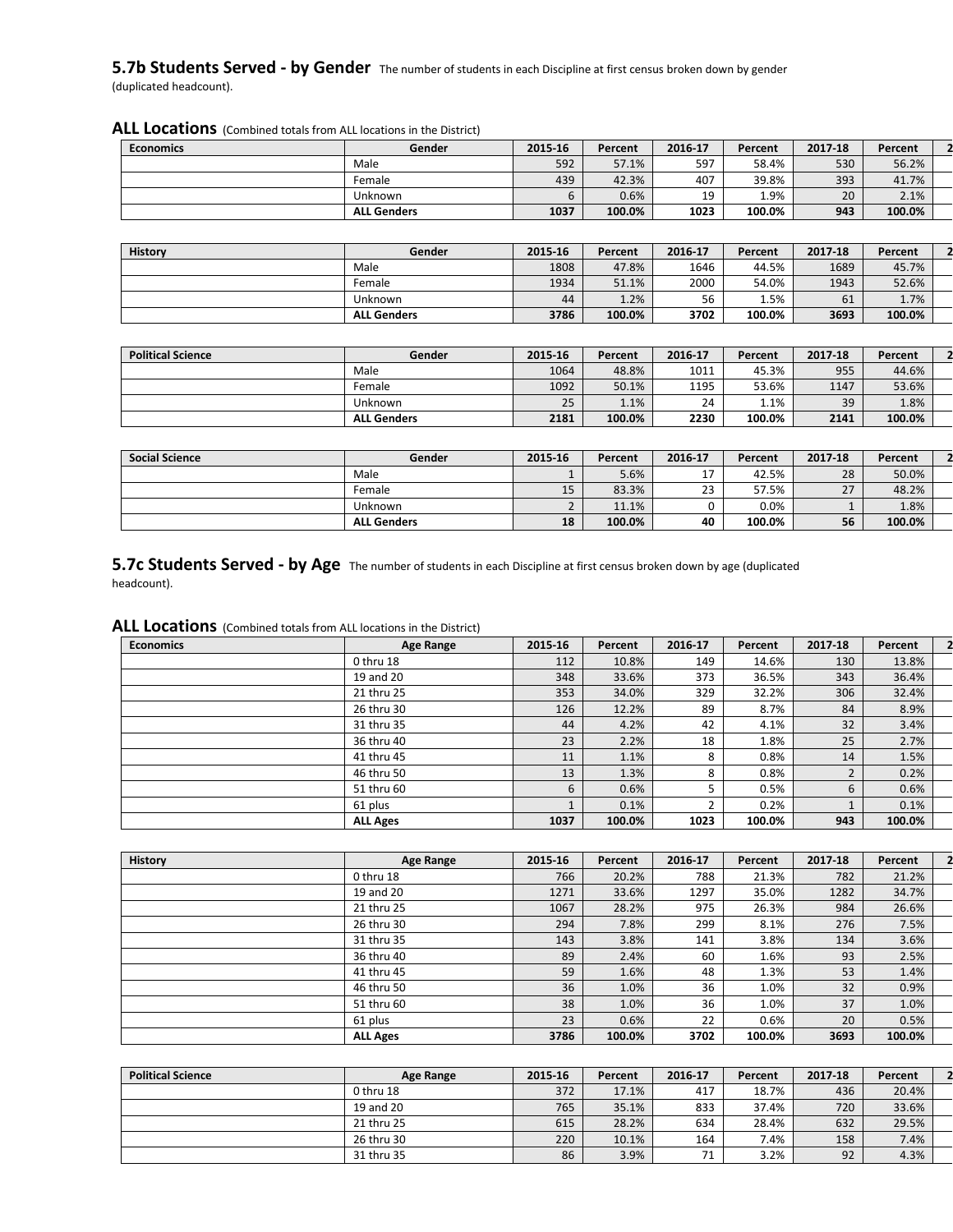## 5.7b Students Served - by Gender

The number of students in each Discipline at first census broken down by gender (duplicated headcount).

### ALL Locations (Combined totals from ALL locations in the District)

| Economics | Gender | 2015-16 | Percent | 2016-17 | Percent | 2017-18 | Percent |
|---|---|---|---|---|---|---|---|
| | Male | 592 | 57.1% | 597 | 58.4% | 530 | 56.2% |
| | Female | 439 | 42.3% | 407 | 39.8% | 393 | 41.7% |
| | Unknown | 6 | 0.6% | 19 | 1.9% | 20 | 2.1% |
| | **ALL Genders** | **1037** | **100.0%** | **1023** | **100.0%** | **943** | **100.0%** |

| History | Gender | 2015-16 | Percent | 2016-17 | Percent | 2017-18 | Percent |
|---|---|---|---|---|---|---|---|
| | Male | 1808 | 47.8% | 1646 | 44.5% | 1689 | 45.7% |
| | Female | 1934 | 51.1% | 2000 | 54.0% | 1943 | 52.6% |
| | Unknown | 44 | 1.2% | 56 | 1.5% | 61 | 1.7% |
| | **ALL Genders** | **3786** | **100.0%** | **3702** | **100.0%** | **3693** | **100.0%** |

| Political Science | Gender | 2015-16 | Percent | 2016-17 | Percent | 2017-18 | Percent |
|---|---|---|---|---|---|---|---|
| | Male | 1064 | 48.8% | 1011 | 45.3% | 955 | 44.6% |
| | Female | 1092 | 50.1% | 1195 | 53.6% | 1147 | 53.6% |
| | Unknown | 25 | 1.1% | 24 | 1.1% | 39 | 1.8% |
| | **ALL Genders** | **2181** | **100.0%** | **2230** | **100.0%** | **2141** | **100.0%** |

| Social Science | Gender | 2015-16 | Percent | 2016-17 | Percent | 2017-18 | Percent |
|---|---|---|---|---|---|---|---|
| | Male | 1 | 5.6% | 17 | 42.5% | 28 | 50.0% |
| | Female | 15 | 83.3% | 23 | 57.5% | 27 | 48.2% |
| | Unknown | 2 | 11.1% | 0 | 0.0% | 1 | 1.8% |
| | **ALL Genders** | **18** | **100.0%** | **40** | **100.0%** | **56** | **100.0%** |

## 5.7c Students Served - by Age

The number of students in each Discipline at first census broken down by age (duplicated headcount).

### ALL Locations (Combined totals from ALL locations in the District)

| Economics | Age Range | 2015-16 | Percent | 2016-17 | Percent | 2017-18 | Percent |
|---|---|---|---|---|---|---|---|
| | 0 thru 18 | 112 | 10.8% | 149 | 14.6% | 130 | 13.8% |
| | 19 and 20 | 348 | 33.6% | 373 | 36.5% | 343 | 36.4% |
| | 21 thru 25 | 353 | 34.0% | 329 | 32.2% | 306 | 32.4% |
| | 26 thru 30 | 126 | 12.2% | 89 | 8.7% | 84 | 8.9% |
| | 31 thru 35 | 44 | 4.2% | 42 | 4.1% | 32 | 3.4% |
| | 36 thru 40 | 23 | 2.2% | 18 | 1.8% | 25 | 2.7% |
| | 41 thru 45 | 11 | 1.1% | 8 | 0.8% | 14 | 1.5% |
| | 46 thru 50 | 13 | 1.3% | 8 | 0.8% | 2 | 0.2% |
| | 51 thru 60 | 6 | 0.6% | 5 | 0.5% | 6 | 0.6% |
| | 61 plus | 1 | 0.1% | 2 | 0.2% | 1 | 0.1% |
| | **ALL Ages** | **1037** | **100.0%** | **1023** | **100.0%** | **943** | **100.0%** |

| History | Age Range | 2015-16 | Percent | 2016-17 | Percent | 2017-18 | Percent |
|---|---|---|---|---|---|---|---|
| | 0 thru 18 | 766 | 20.2% | 788 | 21.3% | 782 | 21.2% |
| | 19 and 20 | 1271 | 33.6% | 1297 | 35.0% | 1282 | 34.7% |
| | 21 thru 25 | 1067 | 28.2% | 975 | 26.3% | 984 | 26.6% |
| | 26 thru 30 | 294 | 7.8% | 299 | 8.1% | 276 | 7.5% |
| | 31 thru 35 | 143 | 3.8% | 141 | 3.8% | 134 | 3.6% |
| | 36 thru 40 | 89 | 2.4% | 60 | 1.6% | 93 | 2.5% |
| | 41 thru 45 | 59 | 1.6% | 48 | 1.3% | 53 | 1.4% |
| | 46 thru 50 | 36 | 1.0% | 36 | 1.0% | 32 | 0.9% |
| | 51 thru 60 | 38 | 1.0% | 36 | 1.0% | 37 | 1.0% |
| | 61 plus | 23 | 0.6% | 22 | 0.6% | 20 | 0.5% |
| | **ALL Ages** | **3786** | **100.0%** | **3702** | **100.0%** | **3693** | **100.0%** |

| Political Science | Age Range | 2015-16 | Percent | 2016-17 | Percent | 2017-18 | Percent |
|---|---|---|---|---|---|---|---|
| | 0 thru 18 | 372 | 17.1% | 417 | 18.7% | 436 | 20.4% |
| | 19 and 20 | 765 | 35.1% | 833 | 37.4% | 720 | 33.6% |
| | 21 thru 25 | 615 | 28.2% | 634 | 28.4% | 632 | 29.5% |
| | 26 thru 30 | 220 | 10.1% | 164 | 7.4% | 158 | 7.4% |
| | 31 thru 35 | 86 | 3.9% | 71 | 3.2% | 92 | 4.3% |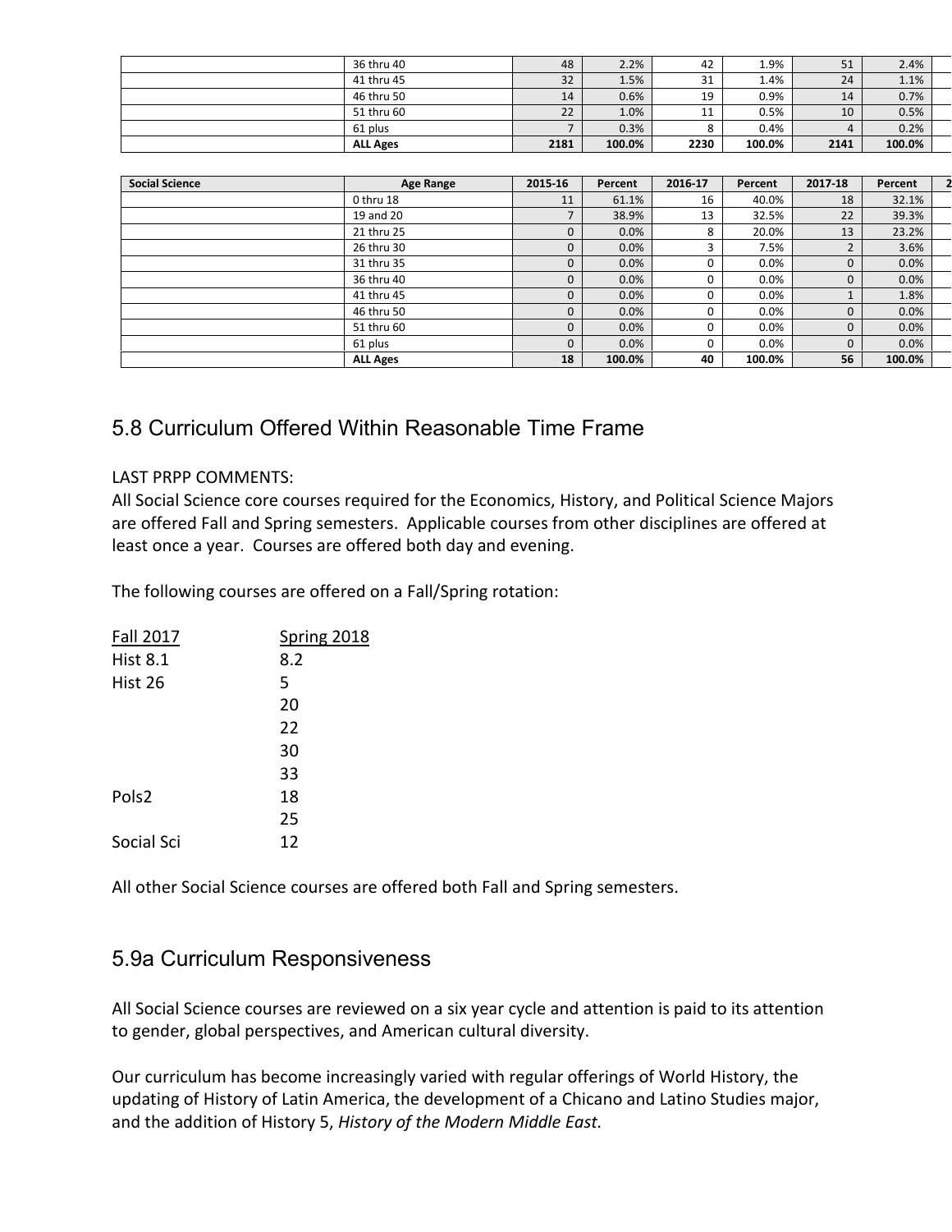| | Age Range | | Percent | | Percent | | Percent |
|---|---|---|---|---|---|---|---|
| | 36 thru 40 | 48 | 2.2% | 42 | 1.9% | 51 | 2.4% |
| | 41 thru 45 | 32 | 1.5% | 31 | 1.4% | 24 | 1.1% |
| | 46 thru 50 | 14 | 0.6% | 19 | 0.9% | 14 | 0.7% |
| | 51 thru 60 | 22 | 1.0% | 11 | 0.5% | 10 | 0.5% |
| | 61 plus | 7 | 0.3% | 8 | 0.4% | 4 | 0.2% |
| | **ALL Ages** | **2181** | **100.0%** | **2230** | **100.0%** | **2141** | **100.0%** |

| Social Science | Age Range | 2015-16 | Percent | 2016-17 | Percent | 2017-18 | Percent |
|---|---|---|---|---|---|---|---|
| | 0 thru 18 | 11 | 61.1% | 16 | 40.0% | 18 | 32.1% |
| | 19 and 20 | 7 | 38.9% | 13 | 32.5% | 22 | 39.3% |
| | 21 thru 25 | 0 | 0.0% | 8 | 20.0% | 13 | 23.2% |
| | 26 thru 30 | 0 | 0.0% | 3 | 7.5% | 2 | 3.6% |
| | 31 thru 35 | 0 | 0.0% | 0 | 0.0% | 0 | 0.0% |
| | 36 thru 40 | 0 | 0.0% | 0 | 0.0% | 0 | 0.0% |
| | 41 thru 45 | 0 | 0.0% | 0 | 0.0% | 1 | 1.8% |
| | 46 thru 50 | 0 | 0.0% | 0 | 0.0% | 0 | 0.0% |
| | 51 thru 60 | 0 | 0.0% | 0 | 0.0% | 0 | 0.0% |
| | 61 plus | 0 | 0.0% | 0 | 0.0% | 0 | 0.0% |
| | **ALL Ages** | **18** | **100.0%** | **40** | **100.0%** | **56** | **100.0%** |

## 5.8 Curriculum Offered Within Reasonable Time Frame

LAST PRPP COMMENTS:
All Social Science core courses required for the Economics, History, and Political Science Majors are offered Fall and Spring semesters. Applicable courses from other disciplines are offered at least once a year. Courses are offered both day and evening.

The following courses are offered on a Fall/Spring rotation:

| Fall 2017 | Spring 2018 |
|---|---|
| Hist 8.1 | 8.2 |
| Hist 26 | 5 |
| | 20 |
| | 22 |
| | 30 |
| | 33 |
| Pols2 | 18 |
| | 25 |
| Social Sci | 12 |

All other Social Science courses are offered both Fall and Spring semesters.

## 5.9a Curriculum Responsiveness

All Social Science courses are reviewed on a six year cycle and attention is paid to its attention to gender, global perspectives, and American cultural diversity.

Our curriculum has become increasingly varied with regular offerings of World History, the updating of History of Latin America, the development of a Chicano and Latino Studies major, and the addition of History 5, *History of the Modern Middle East.*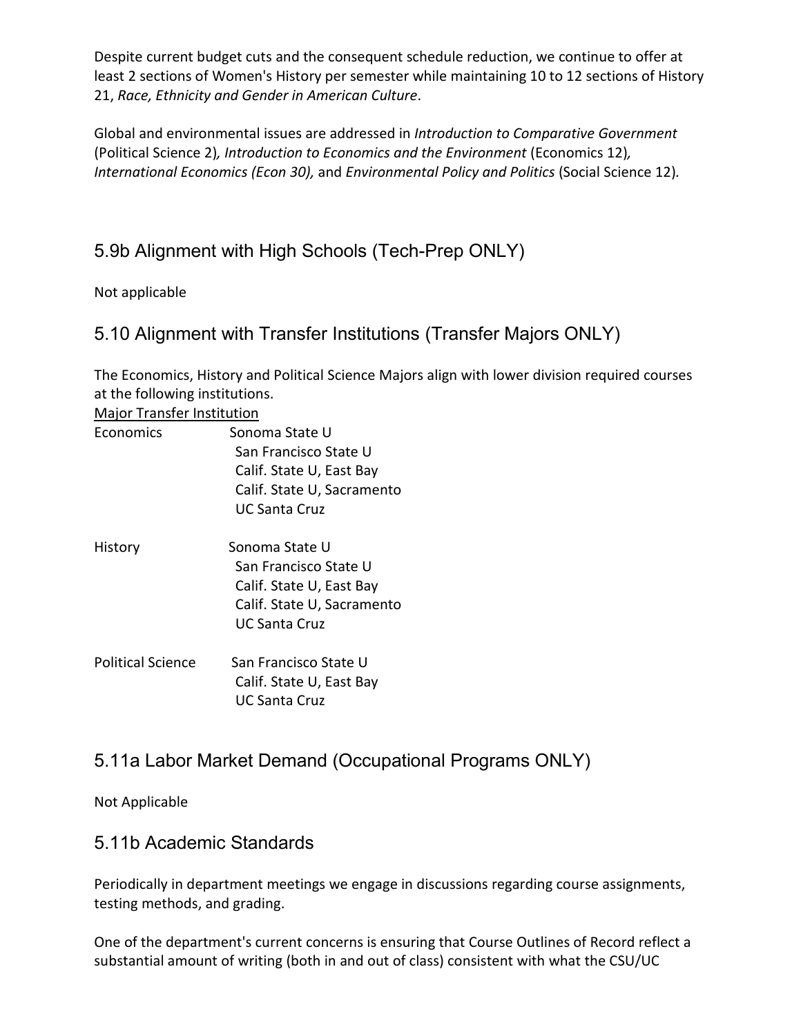Despite current budget cuts and the consequent schedule reduction, we continue to offer at least 2 sections of Women's History per semester while maintaining 10 to 12 sections of History 21, *Race, Ethnicity and Gender in American Culture*.

Global and environmental issues are addressed in *Introduction to Comparative Government* (Political Science 2)*, Introduction to Economics and the Environment* (Economics 12)*, International Economics (Econ 30),* and *Environmental Policy and Politics* (Social Science 12)*.*

## 5.9b Alignment with High Schools (Tech-Prep ONLY)

Not applicable

## 5.10 Alignment with Transfer Institutions (Transfer Majors ONLY)

The Economics, History and Political Science Majors align with lower division required courses at the following institutions.

| Major | Transfer Institution |
|---|---|
| Economics | Sonoma State U |
| | San Francisco State U |
| | Calif. State U, East Bay |
| | Calif. State U, Sacramento |
| | UC Santa Cruz |
| History | Sonoma State U |
| | San Francisco State U |
| | Calif. State U, East Bay |
| | Calif. State U, Sacramento |
| | UC Santa Cruz |
| Political Science | San Francisco State U |
| | Calif. State U, East Bay |
| | UC Santa Cruz |

## 5.11a Labor Market Demand (Occupational Programs ONLY)

Not Applicable

## 5.11b Academic Standards

Periodically in department meetings we engage in discussions regarding course assignments, testing methods, and grading.

One of the department's current concerns is ensuring that Course Outlines of Record reflect a substantial amount of writing (both in and out of class) consistent with what the CSU/UC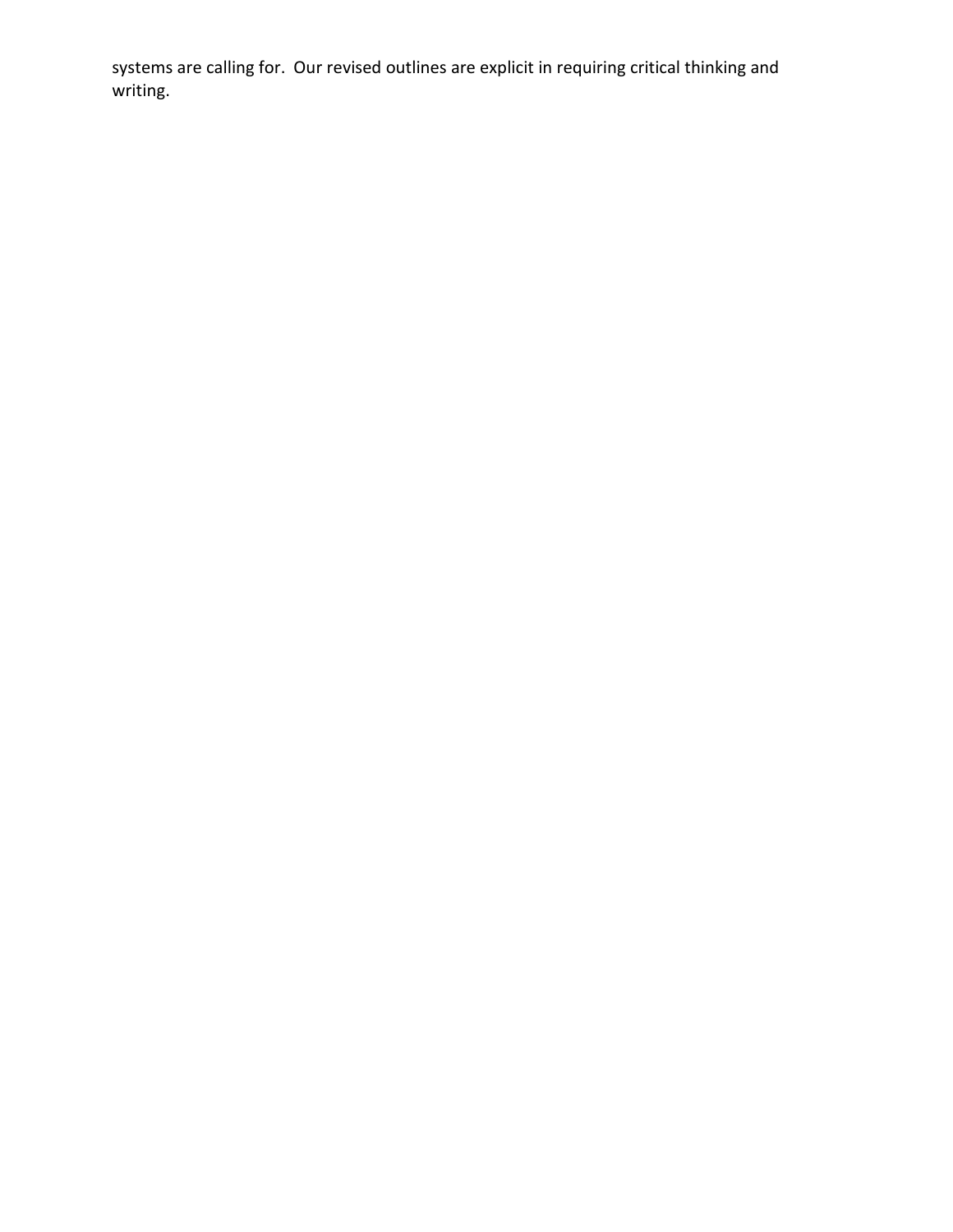systems are calling for. Our revised outlines are explicit in requiring critical thinking and writing.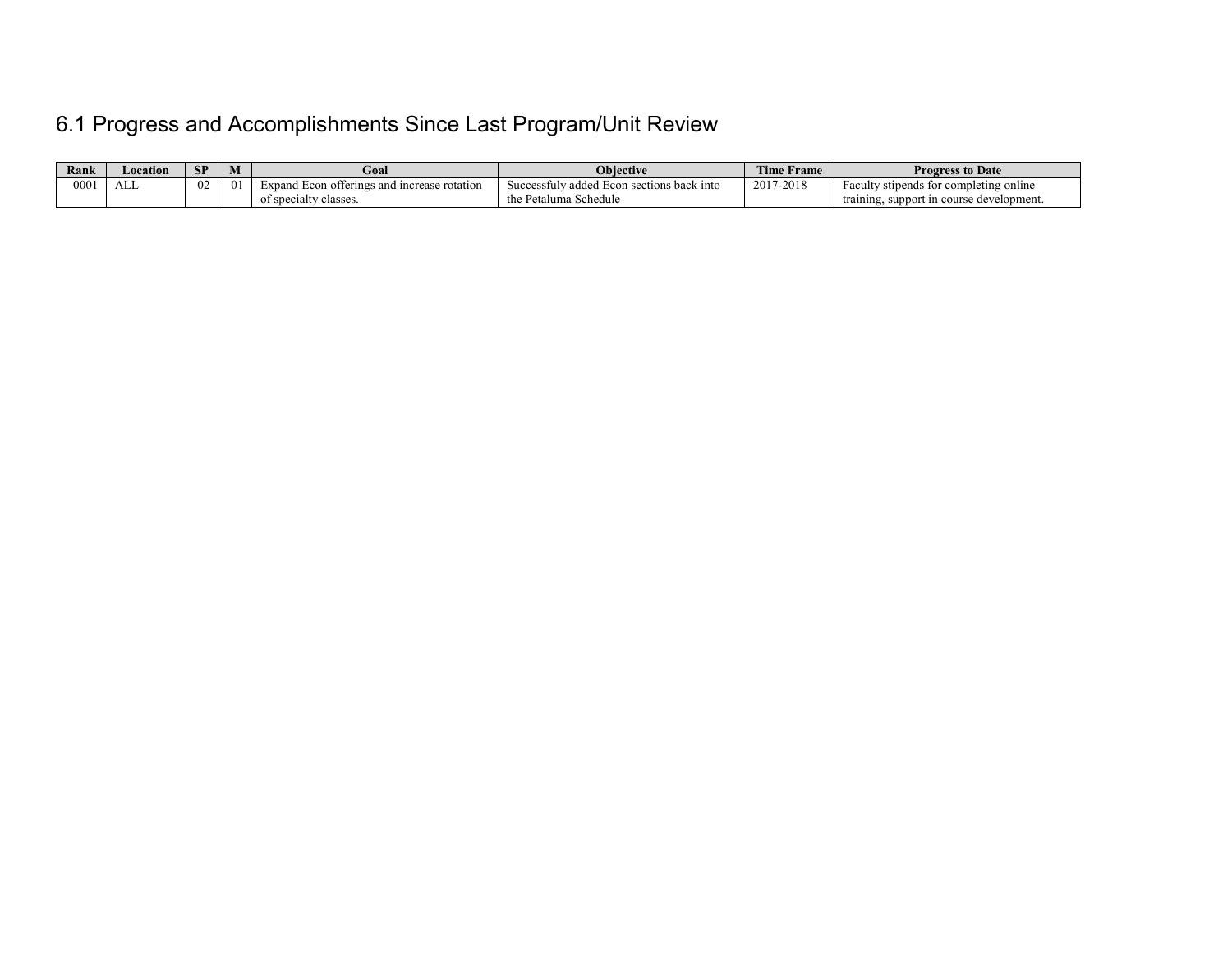## 6.1 Progress and Accomplishments Since Last Program/Unit Review

| Rank | Location | SP | M | Goal | Objective | Time Frame | Progress to Date |
|---|---|---|---|---|---|---|---|
| 0001 | ALL | 02 | 01 | Expand Econ offerings and increase rotation of specialty classes. | Successfuly added Econ sections back into the Petaluma Schedule | 2017-2018 | Faculty stipends for completing online training, support in course development. |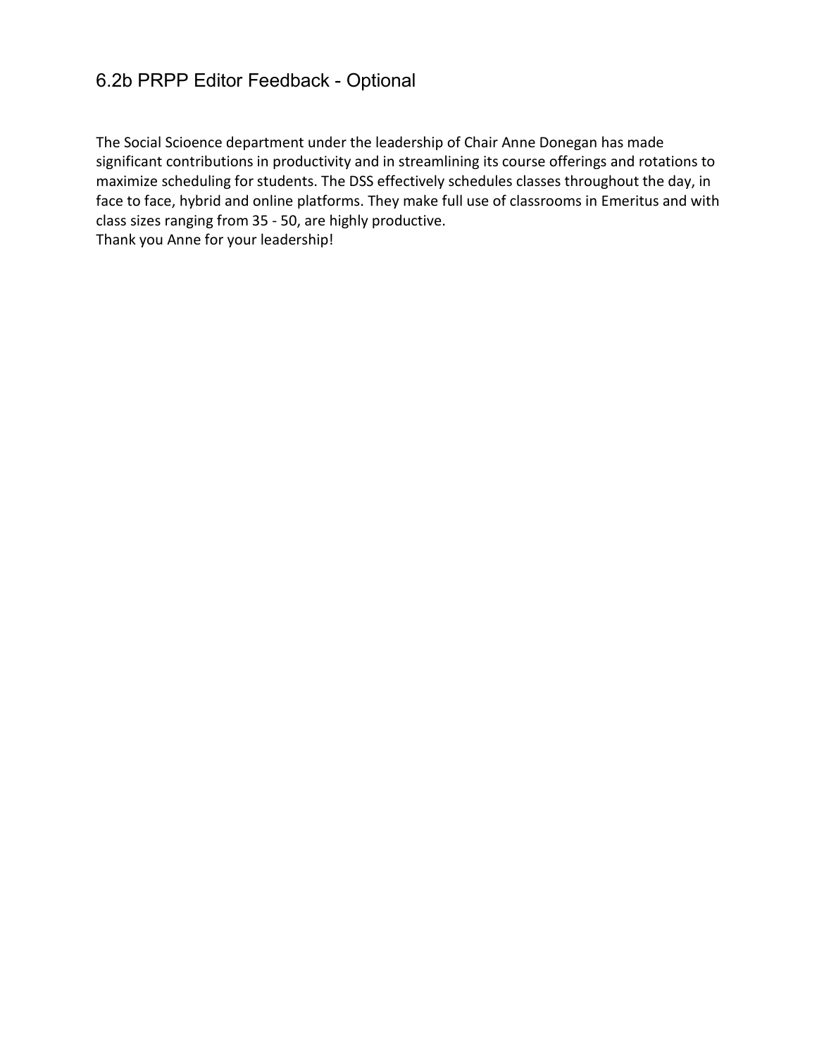## 6.2b PRPP Editor Feedback - Optional

The Social Scioence department under the leadership of Chair Anne Donegan has made significant contributions in productivity and in streamlining its course offerings and rotations to maximize scheduling for students. The DSS effectively schedules classes throughout the day, in face to face, hybrid and online platforms. They make full use of classrooms in Emeritus and with class sizes ranging from 35 - 50, are highly productive.
Thank you Anne for your leadership!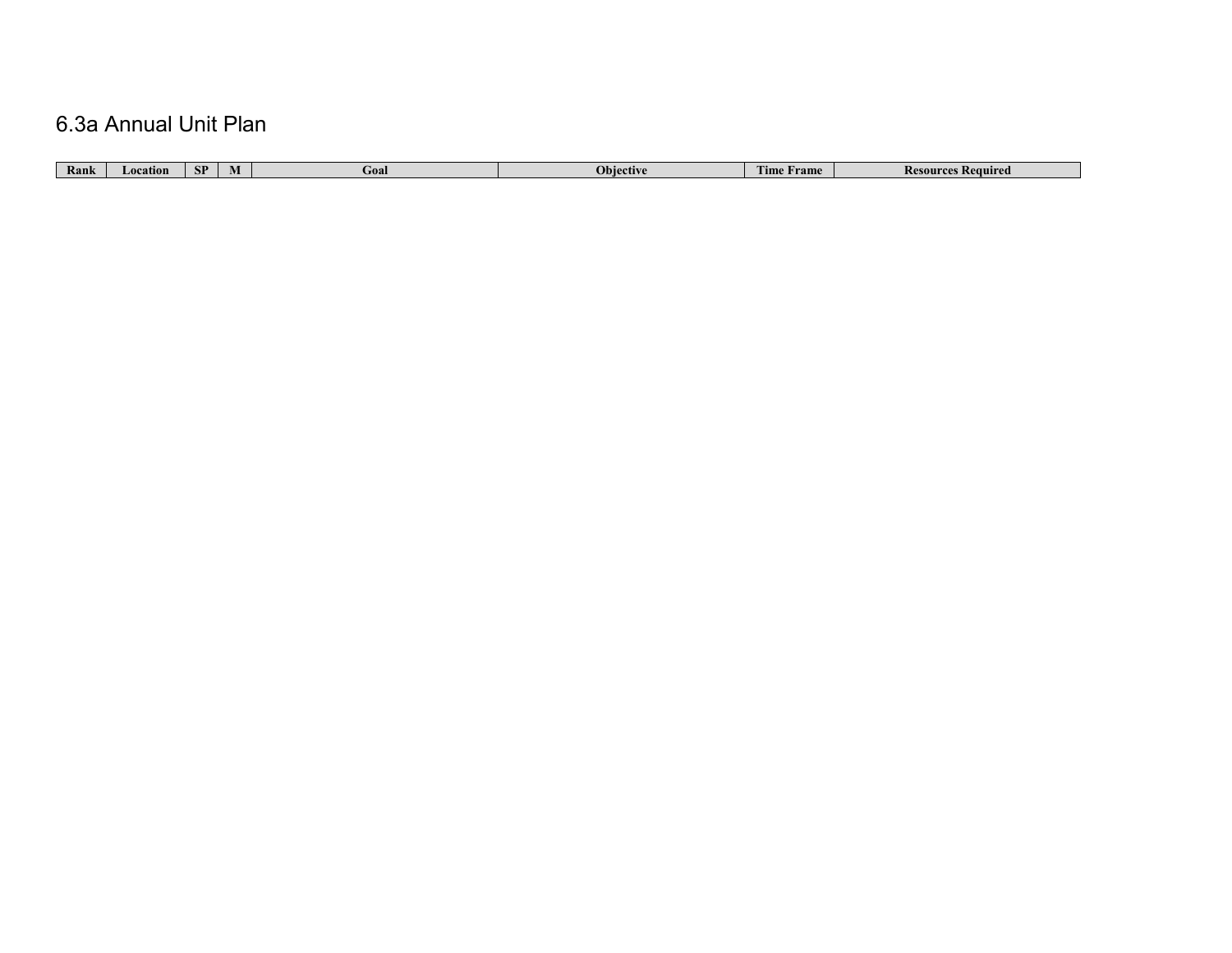## 6.3a Annual Unit Plan

| Rank | Location | SP | M | Goal | Objective | Time Frame | Resources Required |
|---|---|---|---|---|---|---|---|